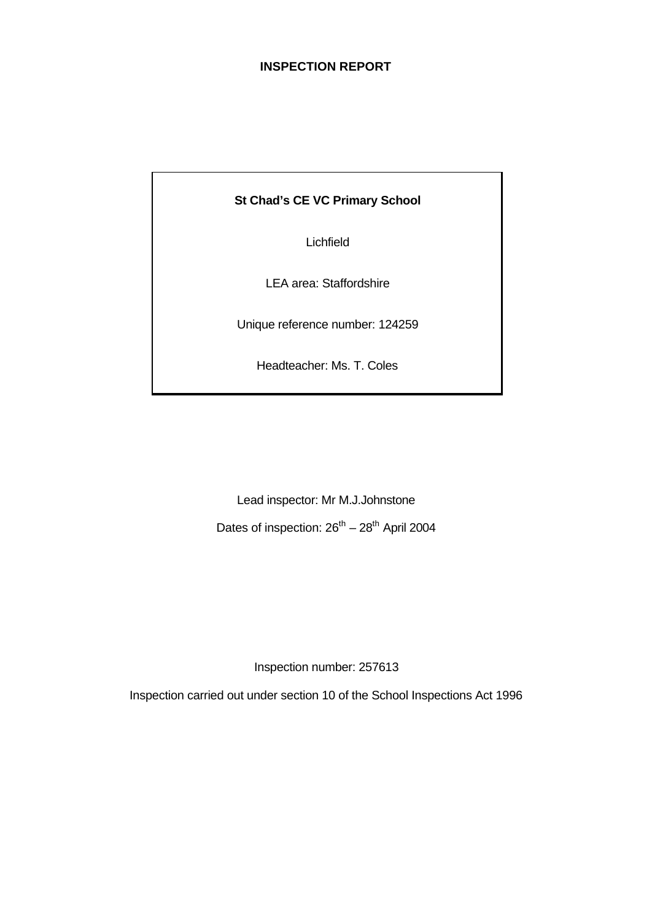# INSPECTION REPORT

**St Chad's CE VC Primary School**

Lichfield

LEA area: Staffordshire

Unique reference number: 124259

Headteacher: Ms. T. Coles

Lead inspector: Mr M.J.Johnstone

Dates of inspection: 26th – 28th April 2004

Inspection number: 257613

Inspection carried out under section 10 of the School Inspections Act 1996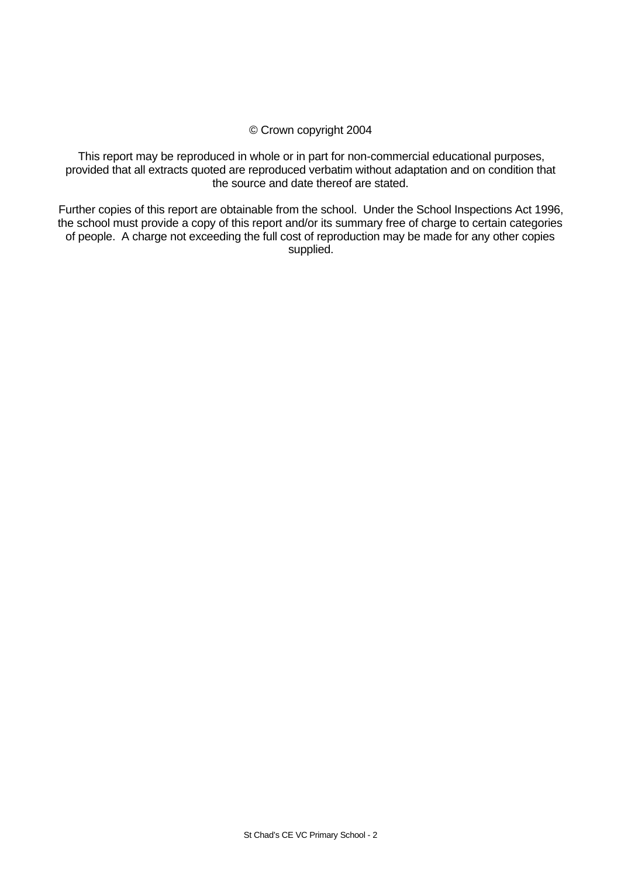© Crown copyright 2004

This report may be reproduced in whole or in part for non-commercial educational purposes, provided that all extracts quoted are reproduced verbatim without adaptation and on condition that the source and date thereof are stated.

Further copies of this report are obtainable from the school. Under the School Inspections Act 1996, the school must provide a copy of this report and/or its summary free of charge to certain categories of people. A charge not exceeding the full cost of reproduction may be made for any other copies supplied.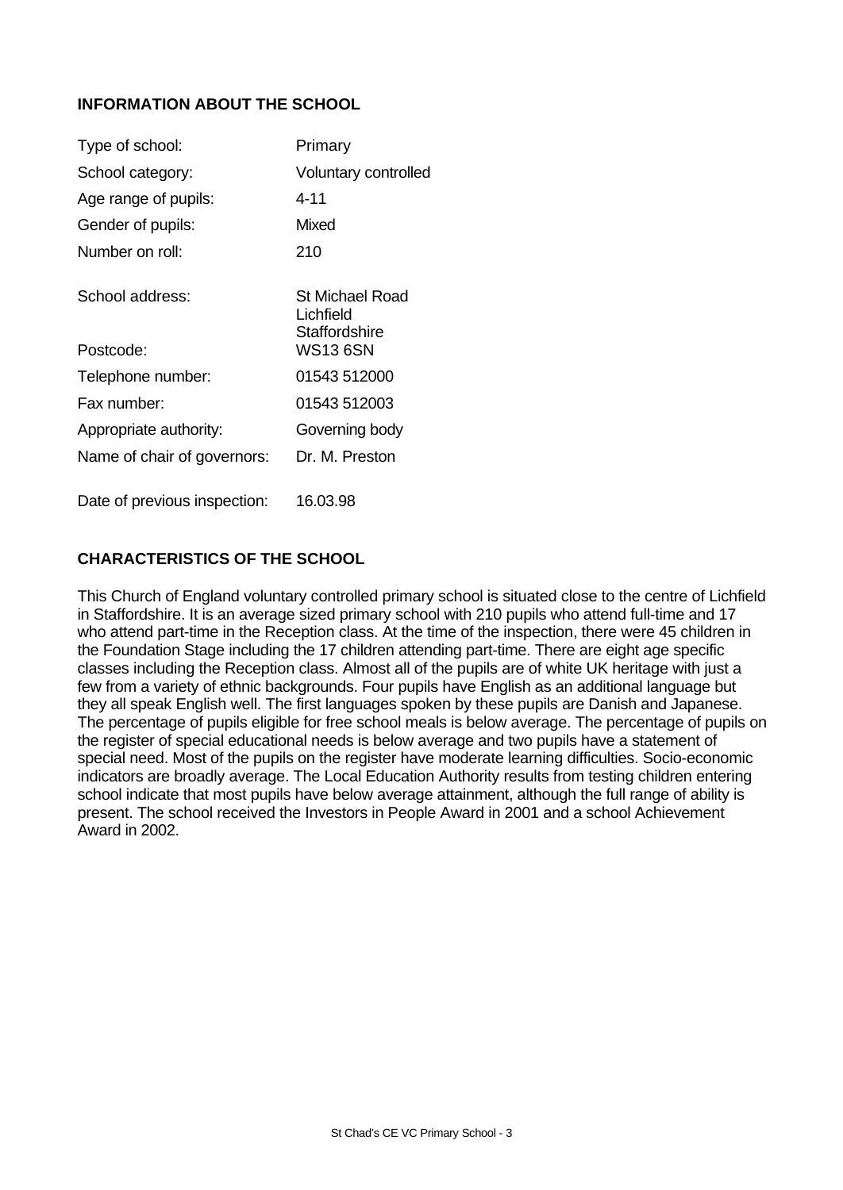## INFORMATION ABOUT THE SCHOOL

| | |
|---|---|
| Type of school: | Primary |
| School category: | Voluntary controlled |
| Age range of pupils: | 4-11 |
| Gender of pupils: | Mixed |
| Number on roll: | 210 |
| School address: | St Michael Road<br>Lichfield<br>Staffordshire |
| Postcode: | WS13 6SN |
| Telephone number: | 01543 512000 |
| Fax number: | 01543 512003 |
| Appropriate authority: | Governing body |
| Name of chair of governors: | Dr. M. Preston |
| Date of previous inspection: | 16.03.98 |

## CHARACTERISTICS OF THE SCHOOL

This Church of England voluntary controlled primary school is situated close to the centre of Lichfield in Staffordshire. It is an average sized primary school with 210 pupils who attend full-time and 17 who attend part-time in the Reception class. At the time of the inspection, there were 45 children in the Foundation Stage including the 17 children attending part-time. There are eight age specific classes including the Reception class. Almost all of the pupils are of white UK heritage with just a few from a variety of ethnic backgrounds. Four pupils have English as an additional language but they all speak English well. The first languages spoken by these pupils are Danish and Japanese. The percentage of pupils eligible for free school meals is below average. The percentage of pupils on the register of special educational needs is below average and two pupils have a statement of special need. Most of the pupils on the register have moderate learning difficulties. Socio-economic indicators are broadly average. The Local Education Authority results from testing children entering school indicate that most pupils have below average attainment, although the full range of ability is present. The school received the Investors in People Award in 2001 and a school Achievement Award in 2002.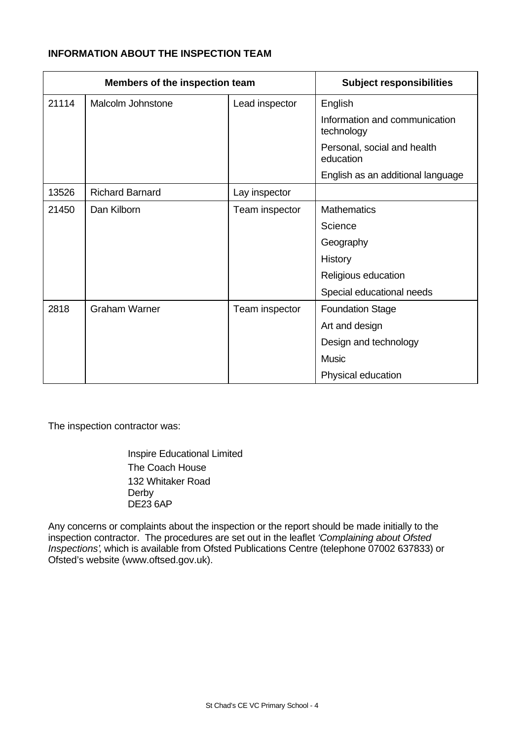**INFORMATION ABOUT THE INSPECTION TEAM**

| Members of the inspection team | | | Subject responsibilities |
|---|---|---|---|
| 21114 | Malcolm Johnstone | Lead inspector | English |
| | | | Information and communication technology |
| | | | Personal, social and health education |
| | | | English as an additional language |
| 13526 | Richard Barnard | Lay inspector | |
| 21450 | Dan Kilborn | Team inspector | Mathematics |
| | | | Science |
| | | | Geography |
| | | | History |
| | | | Religious education |
| | | | Special educational needs |
| 2818 | Graham Warner | Team inspector | Foundation Stage |
| | | | Art and design |
| | | | Design and technology |
| | | | Music |
| | | | Physical education |

The inspection contractor was:

Inspire Educational Limited
The Coach House
132 Whitaker Road
Derby
DE23 6AP

Any concerns or complaints about the inspection or the report should be made initially to the inspection contractor. The procedures are set out in the leaflet *'Complaining about Ofsted Inspections'*, which is available from Ofsted Publications Centre (telephone 07002 637833) or Ofsted's website (www.oftsed.gov.uk).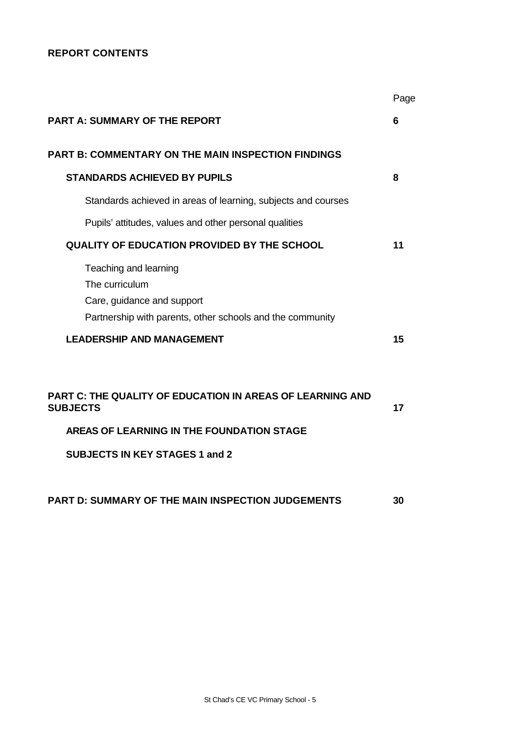**REPORT CONTENTS**

| | Page |
|---|---|
| **PART A: SUMMARY OF THE REPORT** | **6** |
| **PART B: COMMENTARY ON THE MAIN INSPECTION FINDINGS** | |
| **STANDARDS ACHIEVED BY PUPILS** | **8** |
| Standards achieved in areas of learning, subjects and courses | |
| Pupils' attitudes, values and other personal qualities | |
| **QUALITY OF EDUCATION PROVIDED BY THE SCHOOL** | **11** |
| Teaching and learning | |
| The curriculum | |
| Care, guidance and support | |
| Partnership with parents, other schools and the community | |
| **LEADERSHIP AND MANAGEMENT** | **15** |
| **PART C: THE QUALITY OF EDUCATION IN AREAS OF LEARNING AND SUBJECTS** | **17** |
| **AREAS OF LEARNING IN THE FOUNDATION STAGE** | |
| **SUBJECTS IN KEY STAGES 1 and 2** | |
| **PART D: SUMMARY OF THE MAIN INSPECTION JUDGEMENTS** | **30** |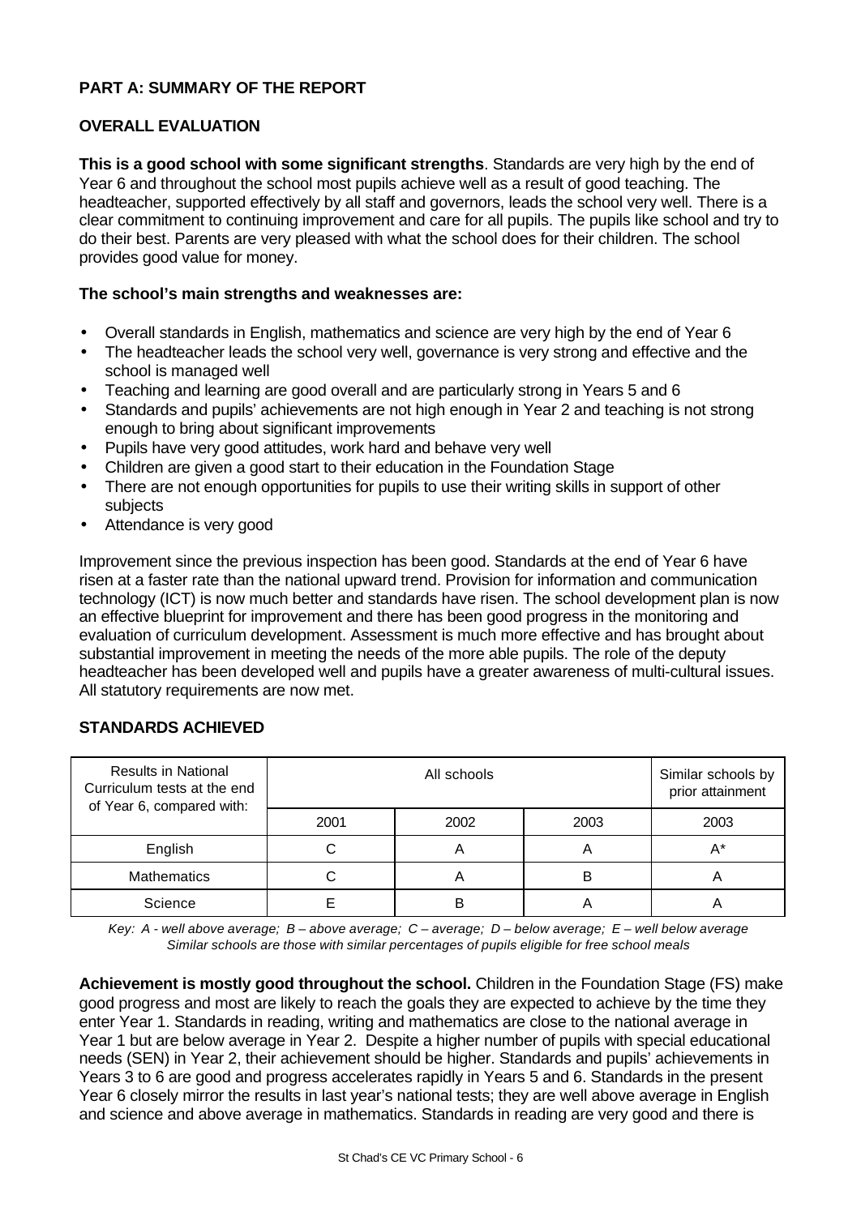## PART A: SUMMARY OF THE REPORT

### OVERALL EVALUATION

**This is a good school with some significant strengths**. Standards are very high by the end of Year 6 and throughout the school most pupils achieve well as a result of good teaching. The headteacher, supported effectively by all staff and governors, leads the school very well. There is a clear commitment to continuing improvement and care for all pupils. The pupils like school and try to do their best. Parents are very pleased with what the school does for their children. The school provides good value for money.

**The school's main strengths and weaknesses are:**

- Overall standards in English, mathematics and science are very high by the end of Year 6
- The headteacher leads the school very well, governance is very strong and effective and the school is managed well
- Teaching and learning are good overall and are particularly strong in Years 5 and 6
- Standards and pupils' achievements are not high enough in Year 2 and teaching is not strong enough to bring about significant improvements
- Pupils have very good attitudes, work hard and behave very well
- Children are given a good start to their education in the Foundation Stage
- There are not enough opportunities for pupils to use their writing skills in support of other subjects
- Attendance is very good

Improvement since the previous inspection has been good. Standards at the end of Year 6 have risen at a faster rate than the national upward trend. Provision for information and communication technology (ICT) is now much better and standards have risen. The school development plan is now an effective blueprint for improvement and there has been good progress in the monitoring and evaluation of curriculum development. Assessment is much more effective and has brought about substantial improvement in meeting the needs of the more able pupils. The role of the deputy headteacher has been developed well and pupils have a greater awareness of multi-cultural issues. All statutory requirements are now met.

### STANDARDS ACHIEVED

| Results in National Curriculum tests at the end of Year 6, compared with: | All schools | | | Similar schools by prior attainment |
|---|---|---|---|---|
| | 2001 | 2002 | 2003 | 2003 |
| English | C | A | A | A* |
| Mathematics | C | A | B | A |
| Science | E | B | A | A |

*Key: A - well above average; B – above average; C – average; D – below average; E – well below average*
*Similar schools are those with similar percentages of pupils eligible for free school meals*

**Achievement is mostly good throughout the school.** Children in the Foundation Stage (FS) make good progress and most are likely to reach the goals they are expected to achieve by the time they enter Year 1. Standards in reading, writing and mathematics are close to the national average in Year 1 but are below average in Year 2. Despite a higher number of pupils with special educational needs (SEN) in Year 2, their achievement should be higher. Standards and pupils' achievements in Years 3 to 6 are good and progress accelerates rapidly in Years 5 and 6. Standards in the present Year 6 closely mirror the results in last year's national tests; they are well above average in English and science and above average in mathematics. Standards in reading are very good and there is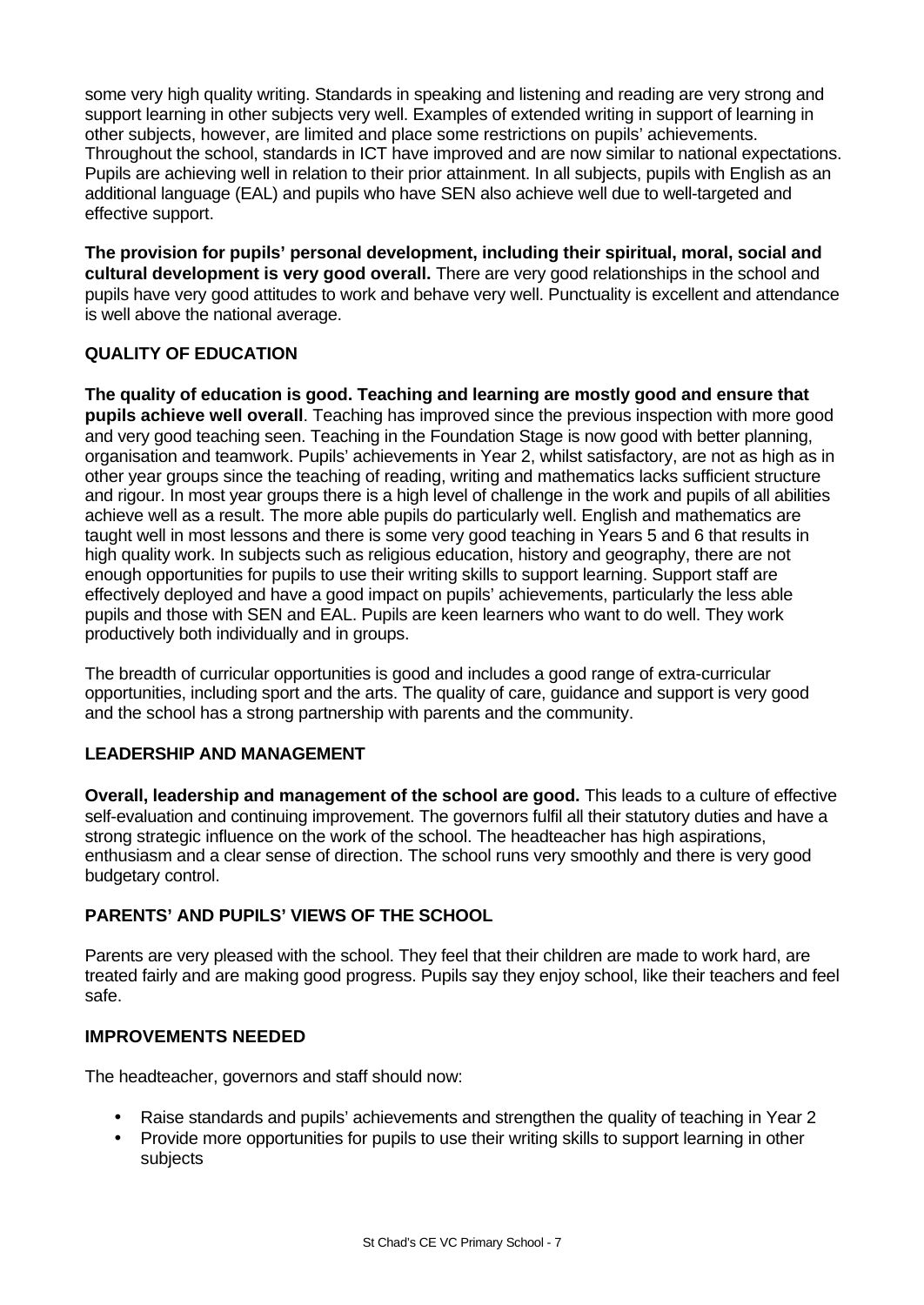some very high quality writing. Standards in speaking and listening and reading are very strong and support learning in other subjects very well. Examples of extended writing in support of learning in other subjects, however, are limited and place some restrictions on pupils' achievements. Throughout the school, standards in ICT have improved and are now similar to national expectations. Pupils are achieving well in relation to their prior attainment. In all subjects, pupils with English as an additional language (EAL) and pupils who have SEN also achieve well due to well-targeted and effective support.

**The provision for pupils' personal development, including their spiritual, moral, social and cultural development is very good overall.** There are very good relationships in the school and pupils have very good attitudes to work and behave very well. Punctuality is excellent and attendance is well above the national average.

## QUALITY OF EDUCATION

**The quality of education is good. Teaching and learning are mostly good and ensure that pupils achieve well overall**. Teaching has improved since the previous inspection with more good and very good teaching seen. Teaching in the Foundation Stage is now good with better planning, organisation and teamwork. Pupils' achievements in Year 2, whilst satisfactory, are not as high as in other year groups since the teaching of reading, writing and mathematics lacks sufficient structure and rigour. In most year groups there is a high level of challenge in the work and pupils of all abilities achieve well as a result. The more able pupils do particularly well. English and mathematics are taught well in most lessons and there is some very good teaching in Years 5 and 6 that results in high quality work. In subjects such as religious education, history and geography, there are not enough opportunities for pupils to use their writing skills to support learning. Support staff are effectively deployed and have a good impact on pupils' achievements, particularly the less able pupils and those with SEN and EAL. Pupils are keen learners who want to do well. They work productively both individually and in groups.

The breadth of curricular opportunities is good and includes a good range of extra-curricular opportunities, including sport and the arts. The quality of care, guidance and support is very good and the school has a strong partnership with parents and the community.

## LEADERSHIP AND MANAGEMENT

**Overall, leadership and management of the school are good.** This leads to a culture of effective self-evaluation and continuing improvement. The governors fulfil all their statutory duties and have a strong strategic influence on the work of the school. The headteacher has high aspirations, enthusiasm and a clear sense of direction. The school runs very smoothly and there is very good budgetary control.

## PARENTS' AND PUPILS' VIEWS OF THE SCHOOL

Parents are very pleased with the school. They feel that their children are made to work hard, are treated fairly and are making good progress. Pupils say they enjoy school, like their teachers and feel safe.

## IMPROVEMENTS NEEDED

The headteacher, governors and staff should now:

- Raise standards and pupils' achievements and strengthen the quality of teaching in Year 2
- Provide more opportunities for pupils to use their writing skills to support learning in other subjects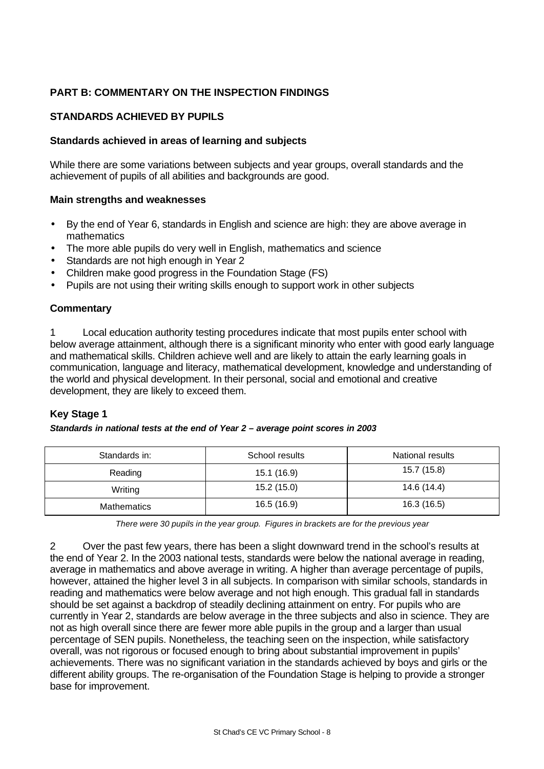## PART B: COMMENTARY ON THE INSPECTION FINDINGS

### STANDARDS ACHIEVED BY PUPILS

#### Standards achieved in areas of learning and subjects

While there are some variations between subjects and year groups, overall standards and the achievement of pupils of all abilities and backgrounds are good.

#### Main strengths and weaknesses

- By the end of Year 6, standards in English and science are high: they are above average in mathematics
- The more able pupils do very well in English, mathematics and science
- Standards are not high enough in Year 2
- Children make good progress in the Foundation Stage (FS)
- Pupils are not using their writing skills enough to support work in other subjects

#### Commentary

1 Local education authority testing procedures indicate that most pupils enter school with below average attainment, although there is a significant minority who enter with good early language and mathematical skills. Children achieve well and are likely to attain the early learning goals in communication, language and literacy, mathematical development, knowledge and understanding of the world and physical development. In their personal, social and emotional and creative development, they are likely to exceed them.

#### Key Stage 1

***Standards in national tests at the end of Year 2 – average point scores in 2003***

| Standards in: | School results | National results |
| --- | --- | --- |
| Reading | 15.1 (16.9) | 15.7 (15.8) |
| Writing | 15.2 (15.0) | 14.6 (14.4) |
| Mathematics | 16.5 (16.9) | 16.3 (16.5) |

*There were 30 pupils in the year group. Figures in brackets are for the previous year*

2 Over the past few years, there has been a slight downward trend in the school's results at the end of Year 2. In the 2003 national tests, standards were below the national average in reading, average in mathematics and above average in writing. A higher than average percentage of pupils, however, attained the higher level 3 in all subjects. In comparison with similar schools, standards in reading and mathematics were below average and not high enough. This gradual fall in standards should be set against a backdrop of steadily declining attainment on entry. For pupils who are currently in Year 2, standards are below average in the three subjects and also in science. They are not as high overall since there are fewer more able pupils in the group and a larger than usual percentage of SEN pupils. Nonetheless, the teaching seen on the inspection, while satisfactory overall, was not rigorous or focused enough to bring about substantial improvement in pupils' achievements. There was no significant variation in the standards achieved by boys and girls or the different ability groups. The re-organisation of the Foundation Stage is helping to provide a stronger base for improvement.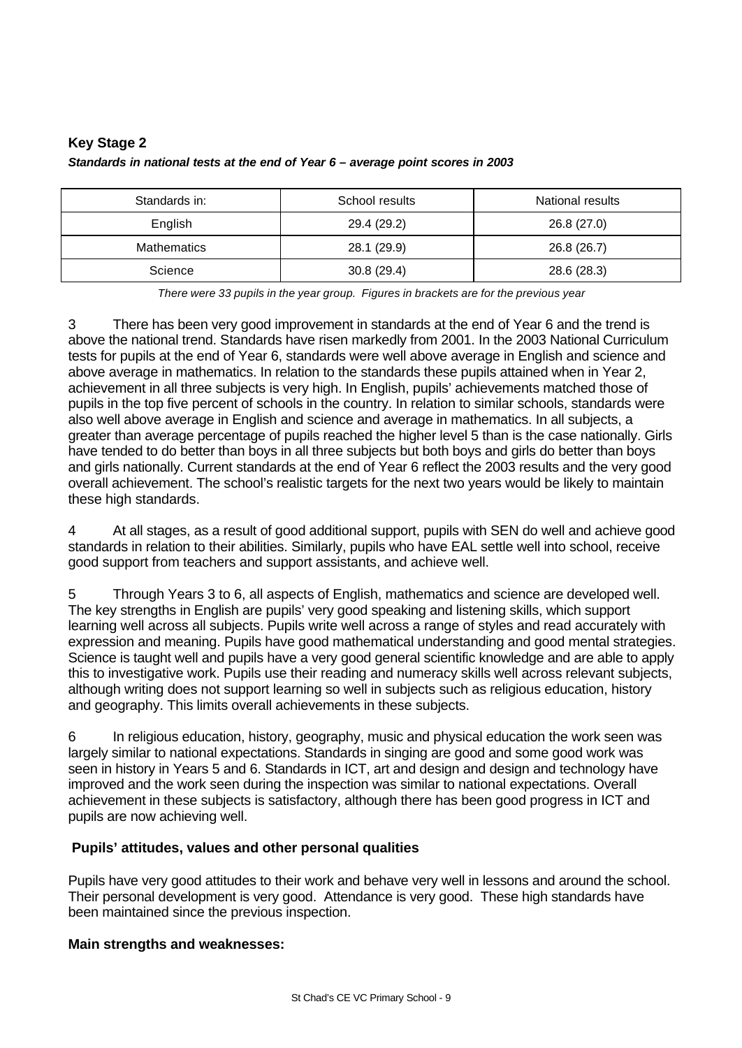**Key Stage 2**

***Standards in national tests at the end of Year 6 – average point scores in 2003***

| Standards in: | School results | National results |
| --- | --- | --- |
| English | 29.4 (29.2) | 26.8 (27.0) |
| Mathematics | 28.1 (29.9) | 26.8 (26.7) |
| Science | 30.8 (29.4) | 28.6 (28.3) |

*There were 33 pupils in the year group. Figures in brackets are for the previous year*

3 There has been very good improvement in standards at the end of Year 6 and the trend is above the national trend. Standards have risen markedly from 2001. In the 2003 National Curriculum tests for pupils at the end of Year 6, standards were well above average in English and science and above average in mathematics. In relation to the standards these pupils attained when in Year 2, achievement in all three subjects is very high. In English, pupils' achievements matched those of pupils in the top five percent of schools in the country. In relation to similar schools, standards were also well above average in English and science and average in mathematics. In all subjects, a greater than average percentage of pupils reached the higher level 5 than is the case nationally. Girls have tended to do better than boys in all three subjects but both boys and girls do better than boys and girls nationally. Current standards at the end of Year 6 reflect the 2003 results and the very good overall achievement. The school's realistic targets for the next two years would be likely to maintain these high standards.

4 At all stages, as a result of good additional support, pupils with SEN do well and achieve good standards in relation to their abilities. Similarly, pupils who have EAL settle well into school, receive good support from teachers and support assistants, and achieve well.

5 Through Years 3 to 6, all aspects of English, mathematics and science are developed well. The key strengths in English are pupils' very good speaking and listening skills, which support learning well across all subjects. Pupils write well across a range of styles and read accurately with expression and meaning. Pupils have good mathematical understanding and good mental strategies. Science is taught well and pupils have a very good general scientific knowledge and are able to apply this to investigative work. Pupils use their reading and numeracy skills well across relevant subjects, although writing does not support learning so well in subjects such as religious education, history and geography. This limits overall achievements in these subjects.

6 In religious education, history, geography, music and physical education the work seen was largely similar to national expectations. Standards in singing are good and some good work was seen in history in Years 5 and 6. Standards in ICT, art and design and design and technology have improved and the work seen during the inspection was similar to national expectations. Overall achievement in these subjects is satisfactory, although there has been good progress in ICT and pupils are now achieving well.

**Pupils' attitudes, values and other personal qualities**

Pupils have very good attitudes to their work and behave very well in lessons and around the school. Their personal development is very good. Attendance is very good. These high standards have been maintained since the previous inspection.

**Main strengths and weaknesses:**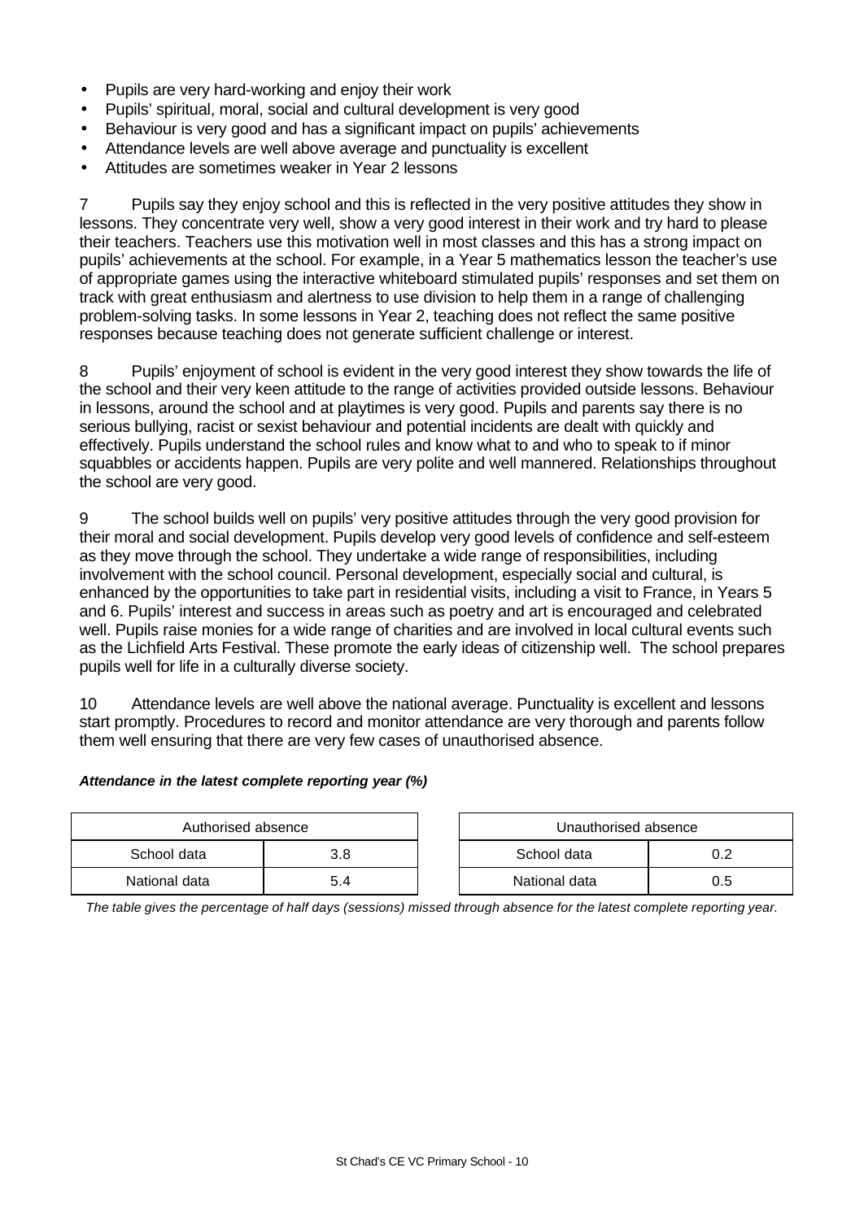- Pupils are very hard-working and enjoy their work
- Pupils' spiritual, moral, social and cultural development is very good
- Behaviour is very good and has a significant impact on pupils' achievements
- Attendance levels are well above average and punctuality is excellent
- Attitudes are sometimes weaker in Year 2 lessons

7 Pupils say they enjoy school and this is reflected in the very positive attitudes they show in lessons. They concentrate very well, show a very good interest in their work and try hard to please their teachers. Teachers use this motivation well in most classes and this has a strong impact on pupils' achievements at the school. For example, in a Year 5 mathematics lesson the teacher's use of appropriate games using the interactive whiteboard stimulated pupils' responses and set them on track with great enthusiasm and alertness to use division to help them in a range of challenging problem-solving tasks. In some lessons in Year 2, teaching does not reflect the same positive responses because teaching does not generate sufficient challenge or interest.

8 Pupils' enjoyment of school is evident in the very good interest they show towards the life of the school and their very keen attitude to the range of activities provided outside lessons. Behaviour in lessons, around the school and at playtimes is very good. Pupils and parents say there is no serious bullying, racist or sexist behaviour and potential incidents are dealt with quickly and effectively. Pupils understand the school rules and know what to and who to speak to if minor squabbles or accidents happen. Pupils are very polite and well mannered. Relationships throughout the school are very good.

9 The school builds well on pupils' very positive attitudes through the very good provision for their moral and social development. Pupils develop very good levels of confidence and self-esteem as they move through the school. They undertake a wide range of responsibilities, including involvement with the school council. Personal development, especially social and cultural, is enhanced by the opportunities to take part in residential visits, including a visit to France, in Years 5 and 6. Pupils' interest and success in areas such as poetry and art is encouraged and celebrated well. Pupils raise monies for a wide range of charities and are involved in local cultural events such as the Lichfield Arts Festival. These promote the early ideas of citizenship well. The school prepares pupils well for life in a culturally diverse society.

10 Attendance levels are well above the national average. Punctuality is excellent and lessons start promptly. Procedures to record and monitor attendance are very thorough and parents follow them well ensuring that there are very few cases of unauthorised absence.

***Attendance in the latest complete reporting year (%)***

| Authorised absence | |
|---|---|
| School data | 3.8 |
| National data | 5.4 |

| Unauthorised absence | |
|---|---|
| School data | 0.2 |
| National data | 0.5 |

*The table gives the percentage of half days (sessions) missed through absence for the latest complete reporting year.*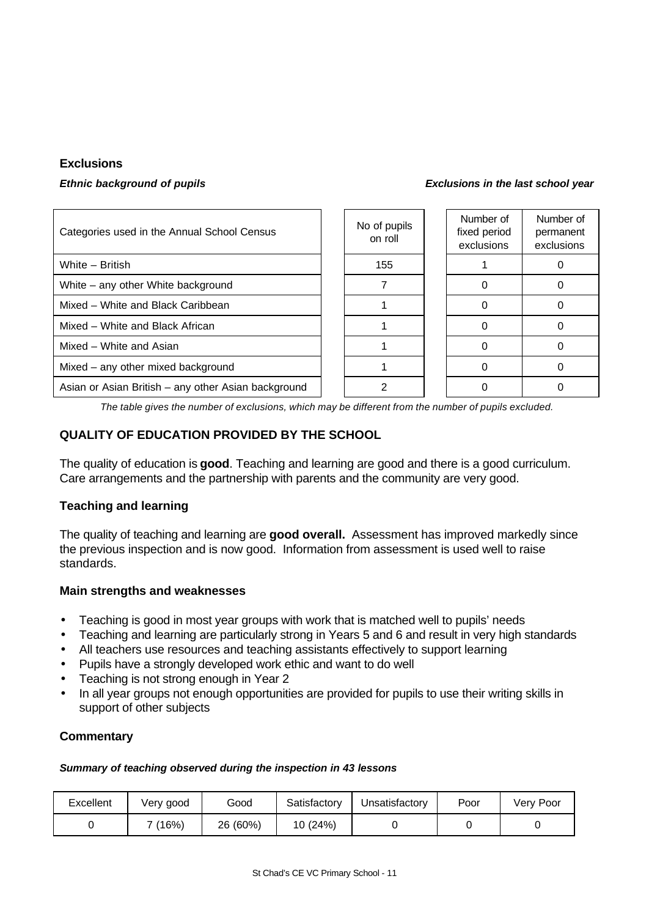### Exclusions

*Ethnic background of pupils* | *Exclusions in the last school year*

| Categories used in the Annual School Census | No of pupils on roll | Number of fixed period exclusions | Number of permanent exclusions |
|---|---|---|---|
| White – British | 155 | 1 | 0 |
| White – any other White background | 7 | 0 | 0 |
| Mixed – White and Black Caribbean | 1 | 0 | 0 |
| Mixed – White and Black African | 1 | 0 | 0 |
| Mixed – White and Asian | 1 | 0 | 0 |
| Mixed – any other mixed background | 1 | 0 | 0 |
| Asian or Asian British – any other Asian background | 2 | 0 | 0 |

*The table gives the number of exclusions, which may be different from the number of pupils excluded.*

## QUALITY OF EDUCATION PROVIDED BY THE SCHOOL

The quality of education is **good**. Teaching and learning are good and there is a good curriculum. Care arrangements and the partnership with parents and the community are very good.

### Teaching and learning

The quality of teaching and learning are **good overall.** Assessment has improved markedly since the previous inspection and is now good. Information from assessment is used well to raise standards.

### Main strengths and weaknesses

- Teaching is good in most year groups with work that is matched well to pupils' needs
- Teaching and learning are particularly strong in Years 5 and 6 and result in very high standards
- All teachers use resources and teaching assistants effectively to support learning
- Pupils have a strongly developed work ethic and want to do well
- Teaching is not strong enough in Year 2
- In all year groups not enough opportunities are provided for pupils to use their writing skills in support of other subjects

### Commentary

***Summary of teaching observed during the inspection in 43 lessons***

| Excellent | Very good | Good | Satisfactory | Unsatisfactory | Poor | Very Poor |
|---|---|---|---|---|---|---|
| 0 | 7 (16%) | 26 (60%) | 10 (24%) | 0 | 0 | 0 |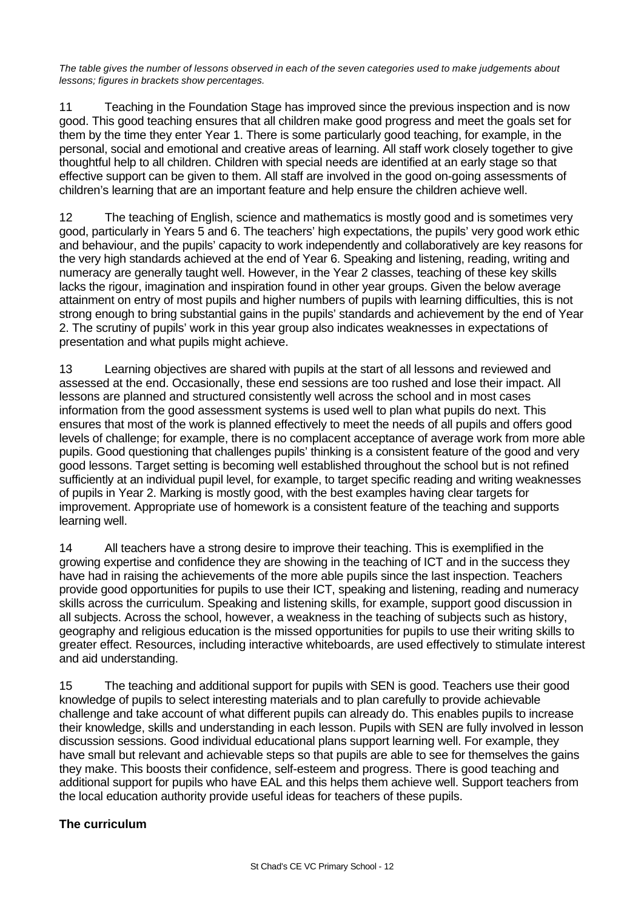*The table gives the number of lessons observed in each of the seven categories used to make judgements about lessons; figures in brackets show percentages.*

11 Teaching in the Foundation Stage has improved since the previous inspection and is now good. This good teaching ensures that all children make good progress and meet the goals set for them by the time they enter Year 1. There is some particularly good teaching, for example, in the personal, social and emotional and creative areas of learning. All staff work closely together to give thoughtful help to all children. Children with special needs are identified at an early stage so that effective support can be given to them. All staff are involved in the good on-going assessments of children's learning that are an important feature and help ensure the children achieve well.

12 The teaching of English, science and mathematics is mostly good and is sometimes very good, particularly in Years 5 and 6. The teachers' high expectations, the pupils' very good work ethic and behaviour, and the pupils' capacity to work independently and collaboratively are key reasons for the very high standards achieved at the end of Year 6. Speaking and listening, reading, writing and numeracy are generally taught well. However, in the Year 2 classes, teaching of these key skills lacks the rigour, imagination and inspiration found in other year groups. Given the below average attainment on entry of most pupils and higher numbers of pupils with learning difficulties, this is not strong enough to bring substantial gains in the pupils' standards and achievement by the end of Year 2. The scrutiny of pupils' work in this year group also indicates weaknesses in expectations of presentation and what pupils might achieve.

13 Learning objectives are shared with pupils at the start of all lessons and reviewed and assessed at the end. Occasionally, these end sessions are too rushed and lose their impact. All lessons are planned and structured consistently well across the school and in most cases information from the good assessment systems is used well to plan what pupils do next. This ensures that most of the work is planned effectively to meet the needs of all pupils and offers good levels of challenge; for example, there is no complacent acceptance of average work from more able pupils. Good questioning that challenges pupils' thinking is a consistent feature of the good and very good lessons. Target setting is becoming well established throughout the school but is not refined sufficiently at an individual pupil level, for example, to target specific reading and writing weaknesses of pupils in Year 2. Marking is mostly good, with the best examples having clear targets for improvement. Appropriate use of homework is a consistent feature of the teaching and supports learning well.

14 All teachers have a strong desire to improve their teaching. This is exemplified in the growing expertise and confidence they are showing in the teaching of ICT and in the success they have had in raising the achievements of the more able pupils since the last inspection. Teachers provide good opportunities for pupils to use their ICT, speaking and listening, reading and numeracy skills across the curriculum. Speaking and listening skills, for example, support good discussion in all subjects. Across the school, however, a weakness in the teaching of subjects such as history, geography and religious education is the missed opportunities for pupils to use their writing skills to greater effect. Resources, including interactive whiteboards, are used effectively to stimulate interest and aid understanding.

15 The teaching and additional support for pupils with SEN is good. Teachers use their good knowledge of pupils to select interesting materials and to plan carefully to provide achievable challenge and take account of what different pupils can already do. This enables pupils to increase their knowledge, skills and understanding in each lesson. Pupils with SEN are fully involved in lesson discussion sessions. Good individual educational plans support learning well. For example, they have small but relevant and achievable steps so that pupils are able to see for themselves the gains they make. This boosts their confidence, self-esteem and progress. There is good teaching and additional support for pupils who have EAL and this helps them achieve well. Support teachers from the local education authority provide useful ideas for teachers of these pupils.

## The curriculum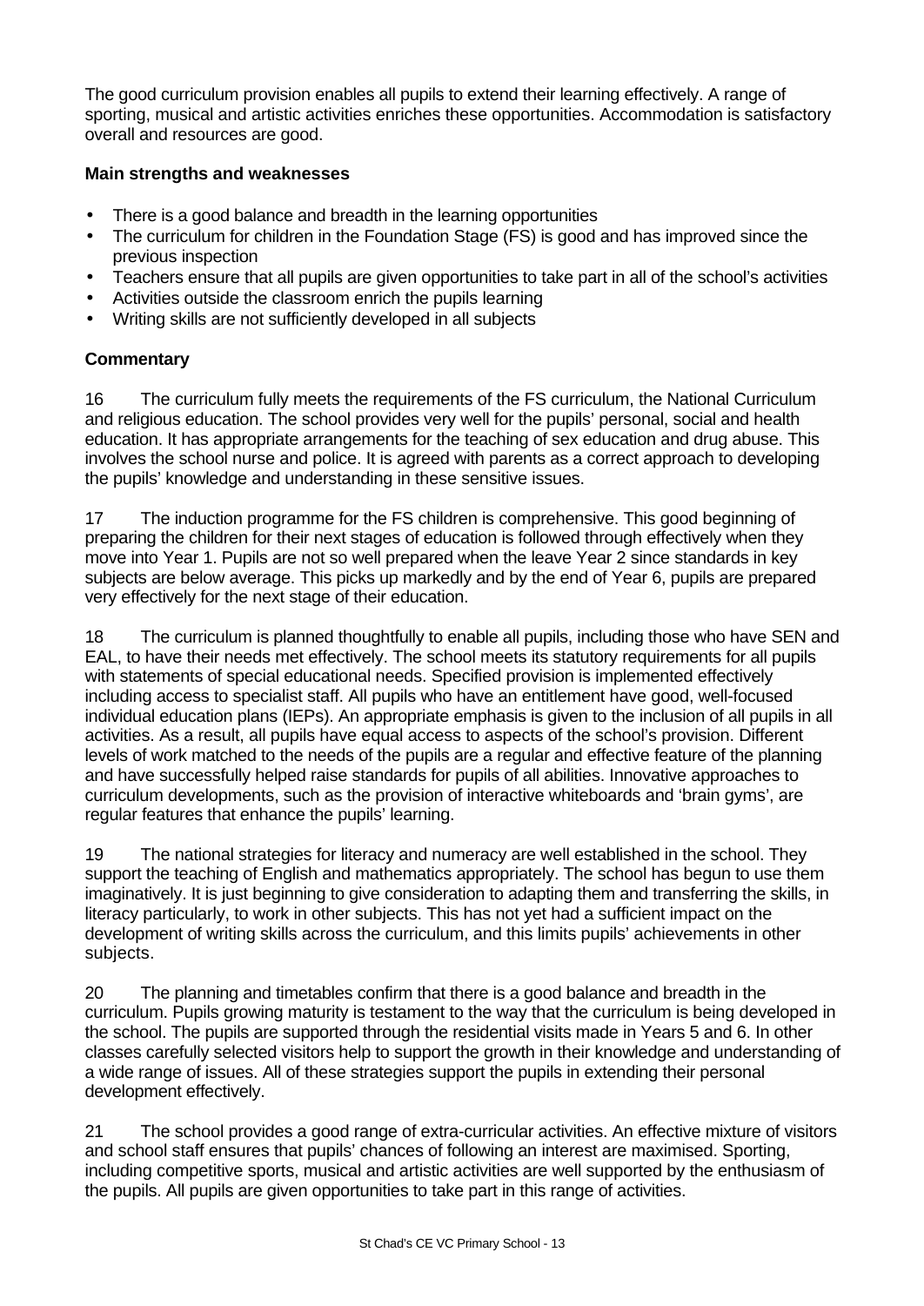The good curriculum provision enables all pupils to extend their learning effectively. A range of sporting, musical and artistic activities enriches these opportunities. Accommodation is satisfactory overall and resources are good.

**Main strengths and weaknesses**

- There is a good balance and breadth in the learning opportunities
- The curriculum for children in the Foundation Stage (FS) is good and has improved since the previous inspection
- Teachers ensure that all pupils are given opportunities to take part in all of the school's activities
- Activities outside the classroom enrich the pupils learning
- Writing skills are not sufficiently developed in all subjects

**Commentary**

16 The curriculum fully meets the requirements of the FS curriculum, the National Curriculum and religious education. The school provides very well for the pupils' personal, social and health education. It has appropriate arrangements for the teaching of sex education and drug abuse. This involves the school nurse and police. It is agreed with parents as a correct approach to developing the pupils' knowledge and understanding in these sensitive issues.

17 The induction programme for the FS children is comprehensive. This good beginning of preparing the children for their next stages of education is followed through effectively when they move into Year 1. Pupils are not so well prepared when the leave Year 2 since standards in key subjects are below average. This picks up markedly and by the end of Year 6, pupils are prepared very effectively for the next stage of their education.

18 The curriculum is planned thoughtfully to enable all pupils, including those who have SEN and EAL, to have their needs met effectively. The school meets its statutory requirements for all pupils with statements of special educational needs. Specified provision is implemented effectively including access to specialist staff. All pupils who have an entitlement have good, well-focused individual education plans (IEPs). An appropriate emphasis is given to the inclusion of all pupils in all activities. As a result, all pupils have equal access to aspects of the school's provision. Different levels of work matched to the needs of the pupils are a regular and effective feature of the planning and have successfully helped raise standards for pupils of all abilities. Innovative approaches to curriculum developments, such as the provision of interactive whiteboards and 'brain gyms', are regular features that enhance the pupils' learning.

19 The national strategies for literacy and numeracy are well established in the school. They support the teaching of English and mathematics appropriately. The school has begun to use them imaginatively. It is just beginning to give consideration to adapting them and transferring the skills, in literacy particularly, to work in other subjects. This has not yet had a sufficient impact on the development of writing skills across the curriculum, and this limits pupils' achievements in other subjects.

20 The planning and timetables confirm that there is a good balance and breadth in the curriculum. Pupils growing maturity is testament to the way that the curriculum is being developed in the school. The pupils are supported through the residential visits made in Years 5 and 6. In other classes carefully selected visitors help to support the growth in their knowledge and understanding of a wide range of issues. All of these strategies support the pupils in extending their personal development effectively.

21 The school provides a good range of extra-curricular activities. An effective mixture of visitors and school staff ensures that pupils' chances of following an interest are maximised. Sporting, including competitive sports, musical and artistic activities are well supported by the enthusiasm of the pupils. All pupils are given opportunities to take part in this range of activities.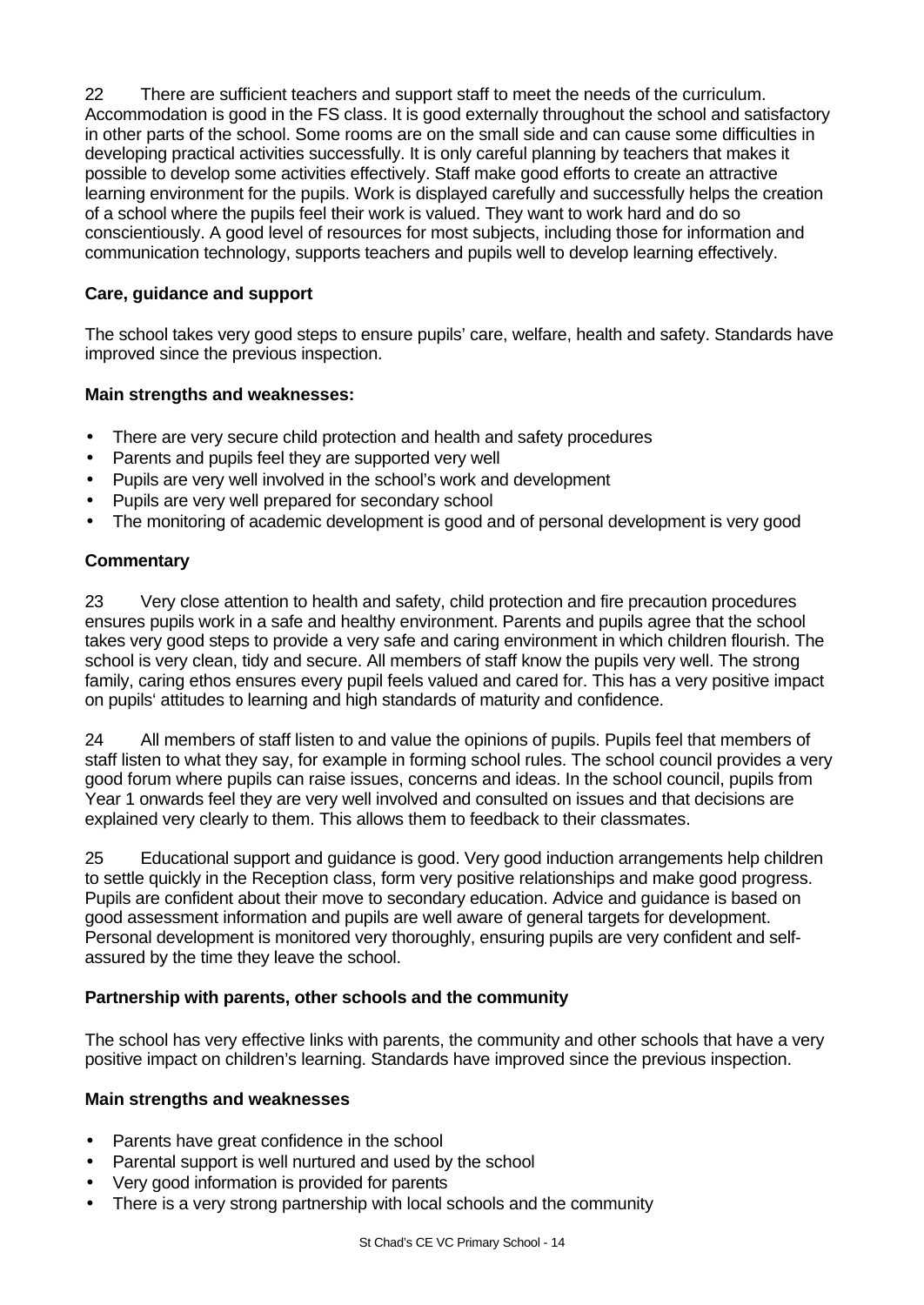22 There are sufficient teachers and support staff to meet the needs of the curriculum. Accommodation is good in the FS class. It is good externally throughout the school and satisfactory in other parts of the school. Some rooms are on the small side and can cause some difficulties in developing practical activities successfully. It is only careful planning by teachers that makes it possible to develop some activities effectively. Staff make good efforts to create an attractive learning environment for the pupils. Work is displayed carefully and successfully helps the creation of a school where the pupils feel their work is valued. They want to work hard and do so conscientiously. A good level of resources for most subjects, including those for information and communication technology, supports teachers and pupils well to develop learning effectively.

### Care, guidance and support

The school takes very good steps to ensure pupils' care, welfare, health and safety. Standards have improved since the previous inspection.

#### Main strengths and weaknesses:

- There are very secure child protection and health and safety procedures
- Parents and pupils feel they are supported very well
- Pupils are very well involved in the school's work and development
- Pupils are very well prepared for secondary school
- The monitoring of academic development is good and of personal development is very good

#### Commentary

23 Very close attention to health and safety, child protection and fire precaution procedures ensures pupils work in a safe and healthy environment. Parents and pupils agree that the school takes very good steps to provide a very safe and caring environment in which children flourish. The school is very clean, tidy and secure. All members of staff know the pupils very well. The strong family, caring ethos ensures every pupil feels valued and cared for. This has a very positive impact on pupils' attitudes to learning and high standards of maturity and confidence.

24 All members of staff listen to and value the opinions of pupils. Pupils feel that members of staff listen to what they say, for example in forming school rules. The school council provides a very good forum where pupils can raise issues, concerns and ideas. In the school council, pupils from Year 1 onwards feel they are very well involved and consulted on issues and that decisions are explained very clearly to them. This allows them to feedback to their classmates.

25 Educational support and guidance is good. Very good induction arrangements help children to settle quickly in the Reception class, form very positive relationships and make good progress. Pupils are confident about their move to secondary education. Advice and guidance is based on good assessment information and pupils are well aware of general targets for development. Personal development is monitored very thoroughly, ensuring pupils are very confident and self-assured by the time they leave the school.

### Partnership with parents, other schools and the community

The school has very effective links with parents, the community and other schools that have a very positive impact on children's learning. Standards have improved since the previous inspection.

#### Main strengths and weaknesses

- Parents have great confidence in the school
- Parental support is well nurtured and used by the school
- Very good information is provided for parents
- There is a very strong partnership with local schools and the community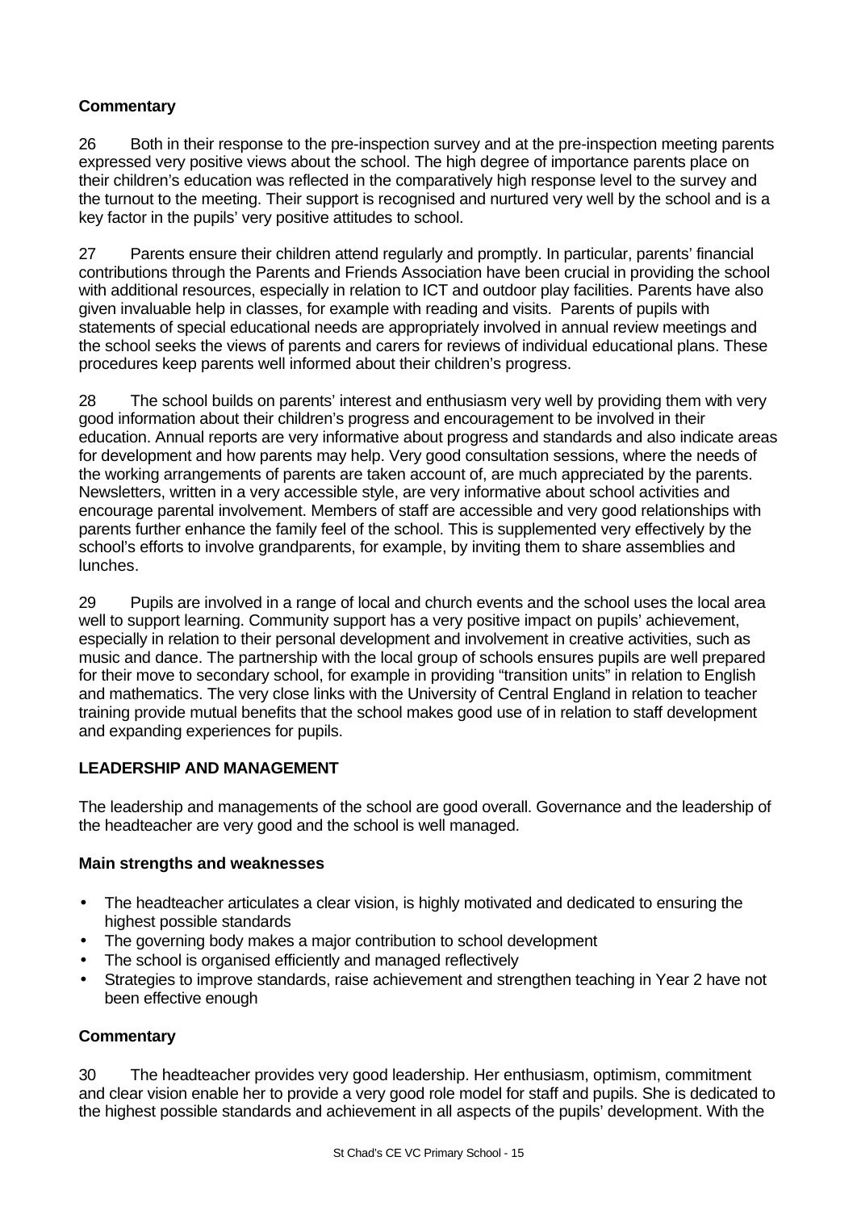### Commentary

26 Both in their response to the pre-inspection survey and at the pre-inspection meeting parents expressed very positive views about the school. The high degree of importance parents place on their children's education was reflected in the comparatively high response level to the survey and the turnout to the meeting. Their support is recognised and nurtured very well by the school and is a key factor in the pupils' very positive attitudes to school.

27 Parents ensure their children attend regularly and promptly. In particular, parents' financial contributions through the Parents and Friends Association have been crucial in providing the school with additional resources, especially in relation to ICT and outdoor play facilities. Parents have also given invaluable help in classes, for example with reading and visits. Parents of pupils with statements of special educational needs are appropriately involved in annual review meetings and the school seeks the views of parents and carers for reviews of individual educational plans. These procedures keep parents well informed about their children's progress.

28 The school builds on parents' interest and enthusiasm very well by providing them with very good information about their children's progress and encouragement to be involved in their education. Annual reports are very informative about progress and standards and also indicate areas for development and how parents may help. Very good consultation sessions, where the needs of the working arrangements of parents are taken account of, are much appreciated by the parents. Newsletters, written in a very accessible style, are very informative about school activities and encourage parental involvement. Members of staff are accessible and very good relationships with parents further enhance the family feel of the school. This is supplemented very effectively by the school's efforts to involve grandparents, for example, by inviting them to share assemblies and lunches.

29 Pupils are involved in a range of local and church events and the school uses the local area well to support learning. Community support has a very positive impact on pupils' achievement, especially in relation to their personal development and involvement in creative activities, such as music and dance. The partnership with the local group of schools ensures pupils are well prepared for their move to secondary school, for example in providing "transition units" in relation to English and mathematics. The very close links with the University of Central England in relation to teacher training provide mutual benefits that the school makes good use of in relation to staff development and expanding experiences for pupils.

## LEADERSHIP AND MANAGEMENT

The leadership and managements of the school are good overall. Governance and the leadership of the headteacher are very good and the school is well managed.

### Main strengths and weaknesses

- The headteacher articulates a clear vision, is highly motivated and dedicated to ensuring the highest possible standards
- The governing body makes a major contribution to school development
- The school is organised efficiently and managed reflectively
- Strategies to improve standards, raise achievement and strengthen teaching in Year 2 have not been effective enough

### Commentary

30 The headteacher provides very good leadership. Her enthusiasm, optimism, commitment and clear vision enable her to provide a very good role model for staff and pupils. She is dedicated to the highest possible standards and achievement in all aspects of the pupils' development. With the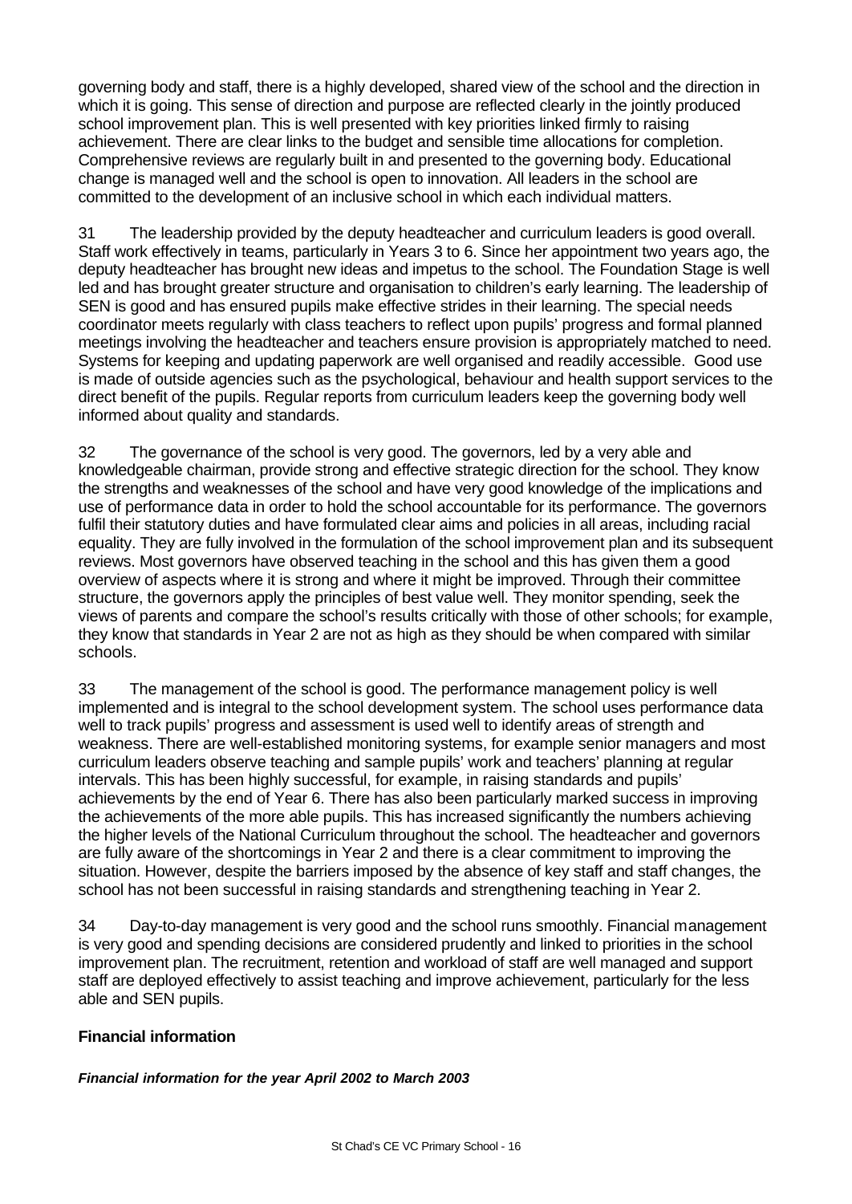governing body and staff, there is a highly developed, shared view of the school and the direction in which it is going. This sense of direction and purpose are reflected clearly in the jointly produced school improvement plan. This is well presented with key priorities linked firmly to raising achievement. There are clear links to the budget and sensible time allocations for completion. Comprehensive reviews are regularly built in and presented to the governing body. Educational change is managed well and the school is open to innovation. All leaders in the school are committed to the development of an inclusive school in which each individual matters.

31 The leadership provided by the deputy headteacher and curriculum leaders is good overall. Staff work effectively in teams, particularly in Years 3 to 6. Since her appointment two years ago, the deputy headteacher has brought new ideas and impetus to the school. The Foundation Stage is well led and has brought greater structure and organisation to children's early learning. The leadership of SEN is good and has ensured pupils make effective strides in their learning. The special needs coordinator meets regularly with class teachers to reflect upon pupils' progress and formal planned meetings involving the headteacher and teachers ensure provision is appropriately matched to need. Systems for keeping and updating paperwork are well organised and readily accessible. Good use is made of outside agencies such as the psychological, behaviour and health support services to the direct benefit of the pupils. Regular reports from curriculum leaders keep the governing body well informed about quality and standards.

32 The governance of the school is very good. The governors, led by a very able and knowledgeable chairman, provide strong and effective strategic direction for the school. They know the strengths and weaknesses of the school and have very good knowledge of the implications and use of performance data in order to hold the school accountable for its performance. The governors fulfil their statutory duties and have formulated clear aims and policies in all areas, including racial equality. They are fully involved in the formulation of the school improvement plan and its subsequent reviews. Most governors have observed teaching in the school and this has given them a good overview of aspects where it is strong and where it might be improved. Through their committee structure, the governors apply the principles of best value well. They monitor spending, seek the views of parents and compare the school's results critically with those of other schools; for example, they know that standards in Year 2 are not as high as they should be when compared with similar schools.

33 The management of the school is good. The performance management policy is well implemented and is integral to the school development system. The school uses performance data well to track pupils' progress and assessment is used well to identify areas of strength and weakness. There are well-established monitoring systems, for example senior managers and most curriculum leaders observe teaching and sample pupils' work and teachers' planning at regular intervals. This has been highly successful, for example, in raising standards and pupils' achievements by the end of Year 6. There has also been particularly marked success in improving the achievements of the more able pupils. This has increased significantly the numbers achieving the higher levels of the National Curriculum throughout the school. The headteacher and governors are fully aware of the shortcomings in Year 2 and there is a clear commitment to improving the situation. However, despite the barriers imposed by the absence of key staff and staff changes, the school has not been successful in raising standards and strengthening teaching in Year 2.

34 Day-to-day management is very good and the school runs smoothly. Financial management is very good and spending decisions are considered prudently and linked to priorities in the school improvement plan. The recruitment, retention and workload of staff are well managed and support staff are deployed effectively to assist teaching and improve achievement, particularly for the less able and SEN pupils.

### Financial information

***Financial information for the year April 2002 to March 2003***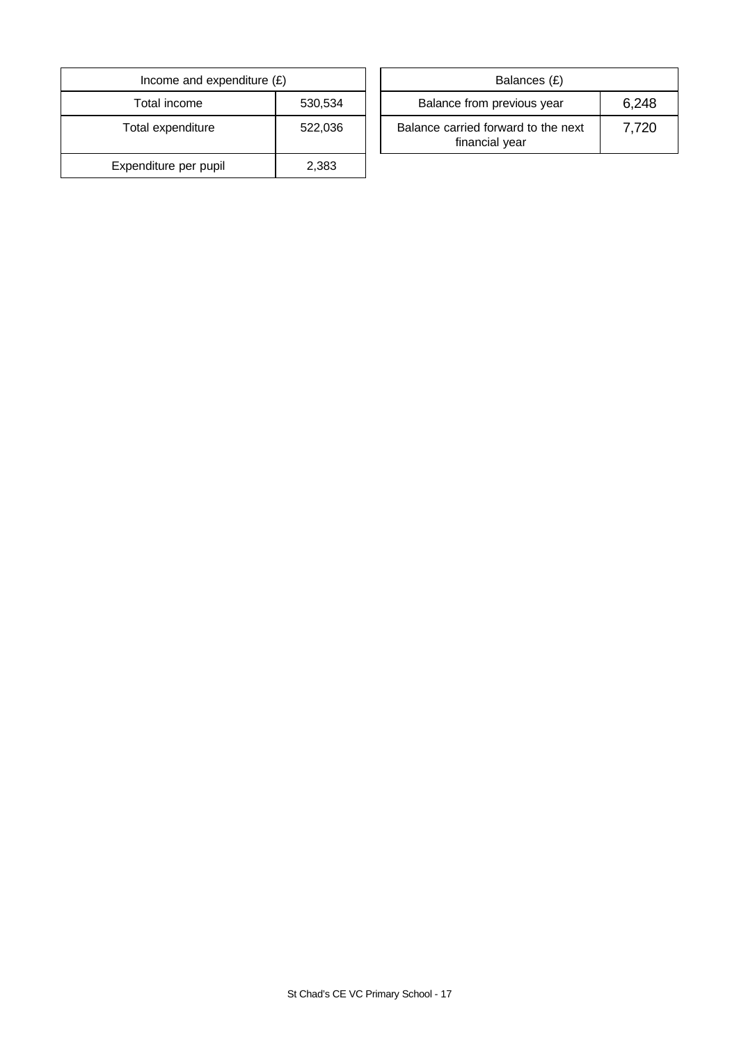| Income and expenditure (£) | |
|---|---|
| Total income | 530,534 |
| Total expenditure | 522,036 |
| Expenditure per pupil | 2,383 |

| Balances (£) | |
|---|---|
| Balance from previous year | 6,248 |
| Balance carried forward to the next financial year | 7,720 |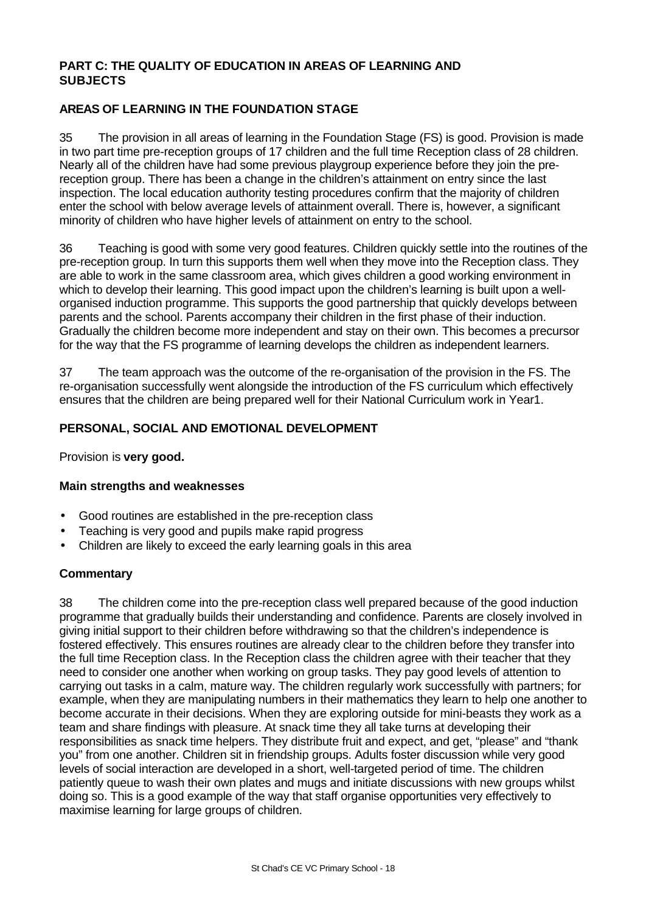## PART C: THE QUALITY OF EDUCATION IN AREAS OF LEARNING AND SUBJECTS

### AREAS OF LEARNING IN THE FOUNDATION STAGE

35 The provision in all areas of learning in the Foundation Stage (FS) is good. Provision is made in two part time pre-reception groups of 17 children and the full time Reception class of 28 children. Nearly all of the children have had some previous playgroup experience before they join the pre-reception group. There has been a change in the children's attainment on entry since the last inspection. The local education authority testing procedures confirm that the majority of children enter the school with below average levels of attainment overall. There is, however, a significant minority of children who have higher levels of attainment on entry to the school.

36 Teaching is good with some very good features. Children quickly settle into the routines of the pre-reception group. In turn this supports them well when they move into the Reception class. They are able to work in the same classroom area, which gives children a good working environment in which to develop their learning. This good impact upon the children's learning is built upon a well-organised induction programme. This supports the good partnership that quickly develops between parents and the school. Parents accompany their children in the first phase of their induction. Gradually the children become more independent and stay on their own. This becomes a precursor for the way that the FS programme of learning develops the children as independent learners.

37 The team approach was the outcome of the re-organisation of the provision in the FS. The re-organisation successfully went alongside the introduction of the FS curriculum which effectively ensures that the children are being prepared well for their National Curriculum work in Year1.

### PERSONAL, SOCIAL AND EMOTIONAL DEVELOPMENT

Provision is **very good.**

#### Main strengths and weaknesses

- Good routines are established in the pre-reception class
- Teaching is very good and pupils make rapid progress
- Children are likely to exceed the early learning goals in this area

#### Commentary

38 The children come into the pre-reception class well prepared because of the good induction programme that gradually builds their understanding and confidence. Parents are closely involved in giving initial support to their children before withdrawing so that the children's independence is fostered effectively. This ensures routines are already clear to the children before they transfer into the full time Reception class. In the Reception class the children agree with their teacher that they need to consider one another when working on group tasks. They pay good levels of attention to carrying out tasks in a calm, mature way. The children regularly work successfully with partners; for example, when they are manipulating numbers in their mathematics they learn to help one another to become accurate in their decisions. When they are exploring outside for mini-beasts they work as a team and share findings with pleasure. At snack time they all take turns at developing their responsibilities as snack time helpers. They distribute fruit and expect, and get, "please" and "thank you" from one another. Children sit in friendship groups. Adults foster discussion while very good levels of social interaction are developed in a short, well-targeted period of time. The children patiently queue to wash their own plates and mugs and initiate discussions with new groups whilst doing so. This is a good example of the way that staff organise opportunities very effectively to maximise learning for large groups of children.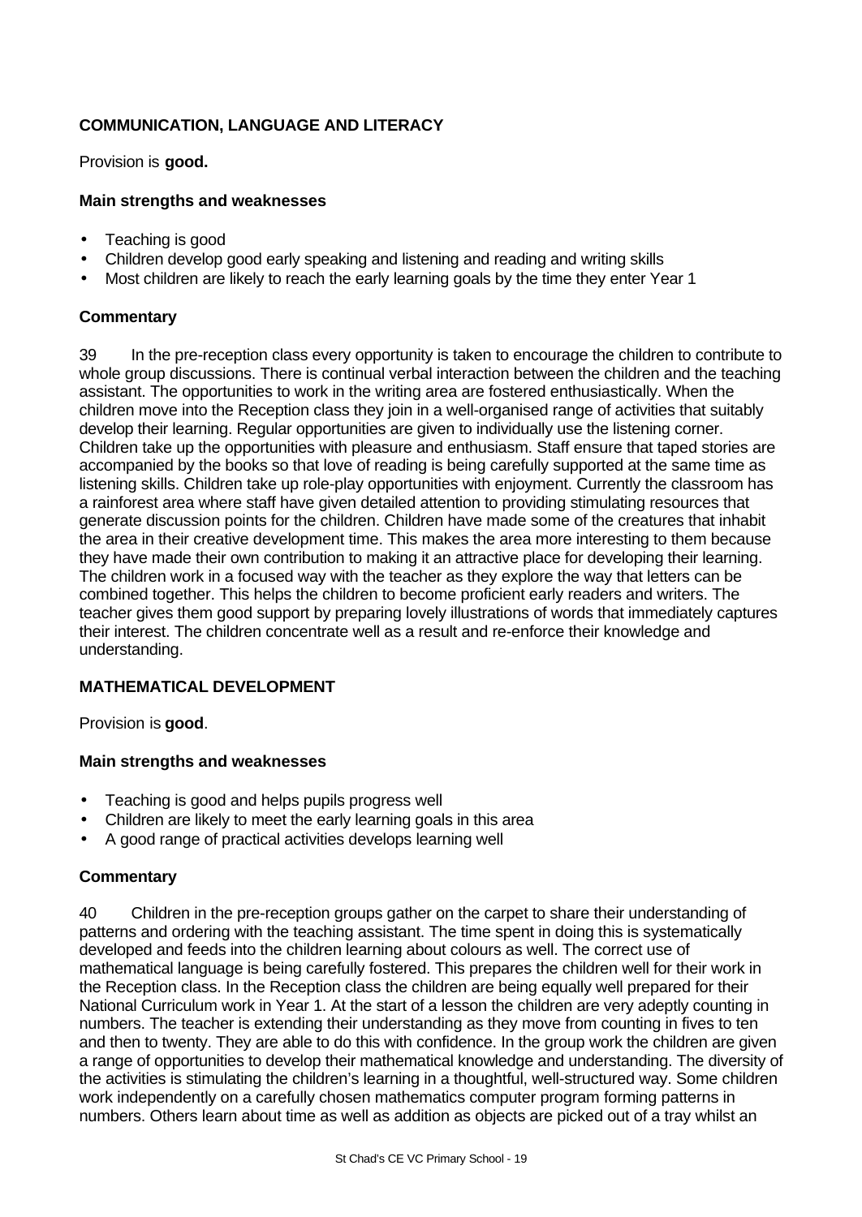## COMMUNICATION, LANGUAGE AND LITERACY

Provision is **good.**

### Main strengths and weaknesses

- Teaching is good
- Children develop good early speaking and listening and reading and writing skills
- Most children are likely to reach the early learning goals by the time they enter Year 1

### Commentary

39 In the pre-reception class every opportunity is taken to encourage the children to contribute to whole group discussions. There is continual verbal interaction between the children and the teaching assistant. The opportunities to work in the writing area are fostered enthusiastically. When the children move into the Reception class they join in a well-organised range of activities that suitably develop their learning. Regular opportunities are given to individually use the listening corner. Children take up the opportunities with pleasure and enthusiasm. Staff ensure that taped stories are accompanied by the books so that love of reading is being carefully supported at the same time as listening skills. Children take up role-play opportunities with enjoyment. Currently the classroom has a rainforest area where staff have given detailed attention to providing stimulating resources that generate discussion points for the children. Children have made some of the creatures that inhabit the area in their creative development time. This makes the area more interesting to them because they have made their own contribution to making it an attractive place for developing their learning. The children work in a focused way with the teacher as they explore the way that letters can be combined together. This helps the children to become proficient early readers and writers. The teacher gives them good support by preparing lovely illustrations of words that immediately captures their interest. The children concentrate well as a result and re-enforce their knowledge and understanding.

## MATHEMATICAL DEVELOPMENT

Provision is **good**.

### Main strengths and weaknesses

- Teaching is good and helps pupils progress well
- Children are likely to meet the early learning goals in this area
- A good range of practical activities develops learning well

### Commentary

40 Children in the pre-reception groups gather on the carpet to share their understanding of patterns and ordering with the teaching assistant. The time spent in doing this is systematically developed and feeds into the children learning about colours as well. The correct use of mathematical language is being carefully fostered. This prepares the children well for their work in the Reception class. In the Reception class the children are being equally well prepared for their National Curriculum work in Year 1. At the start of a lesson the children are very adeptly counting in numbers. The teacher is extending their understanding as they move from counting in fives to ten and then to twenty. They are able to do this with confidence. In the group work the children are given a range of opportunities to develop their mathematical knowledge and understanding. The diversity of the activities is stimulating the children's learning in a thoughtful, well-structured way. Some children work independently on a carefully chosen mathematics computer program forming patterns in numbers. Others learn about time as well as addition as objects are picked out of a tray whilst an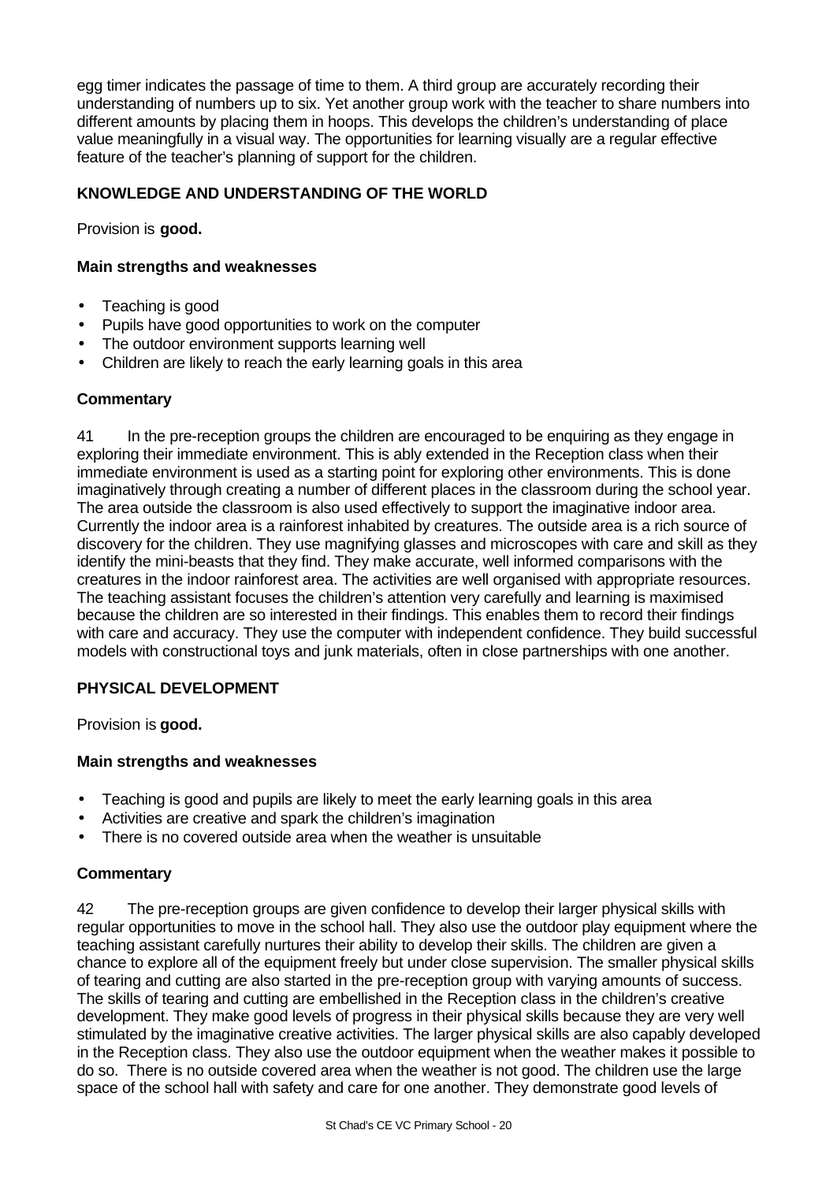egg timer indicates the passage of time to them. A third group are accurately recording their understanding of numbers up to six. Yet another group work with the teacher to share numbers into different amounts by placing them in hoops. This develops the children's understanding of place value meaningfully in a visual way. The opportunities for learning visually are a regular effective feature of the teacher's planning of support for the children.

## KNOWLEDGE AND UNDERSTANDING OF THE WORLD

Provision is **good.**

### Main strengths and weaknesses

- Teaching is good
- Pupils have good opportunities to work on the computer
- The outdoor environment supports learning well
- Children are likely to reach the early learning goals in this area

### Commentary

41 In the pre-reception groups the children are encouraged to be enquiring as they engage in exploring their immediate environment. This is ably extended in the Reception class when their immediate environment is used as a starting point for exploring other environments. This is done imaginatively through creating a number of different places in the classroom during the school year. The area outside the classroom is also used effectively to support the imaginative indoor area. Currently the indoor area is a rainforest inhabited by creatures. The outside area is a rich source of discovery for the children. They use magnifying glasses and microscopes with care and skill as they identify the mini-beasts that they find. They make accurate, well informed comparisons with the creatures in the indoor rainforest area. The activities are well organised with appropriate resources. The teaching assistant focuses the children's attention very carefully and learning is maximised because the children are so interested in their findings. This enables them to record their findings with care and accuracy. They use the computer with independent confidence. They build successful models with constructional toys and junk materials, often in close partnerships with one another.

## PHYSICAL DEVELOPMENT

Provision is **good.**

### Main strengths and weaknesses

- Teaching is good and pupils are likely to meet the early learning goals in this area
- Activities are creative and spark the children's imagination
- There is no covered outside area when the weather is unsuitable

### Commentary

42 The pre-reception groups are given confidence to develop their larger physical skills with regular opportunities to move in the school hall. They also use the outdoor play equipment where the teaching assistant carefully nurtures their ability to develop their skills. The children are given a chance to explore all of the equipment freely but under close supervision. The smaller physical skills of tearing and cutting are also started in the pre-reception group with varying amounts of success. The skills of tearing and cutting are embellished in the Reception class in the children's creative development. They make good levels of progress in their physical skills because they are very well stimulated by the imaginative creative activities. The larger physical skills are also capably developed in the Reception class. They also use the outdoor equipment when the weather makes it possible to do so. There is no outside covered area when the weather is not good. The children use the large space of the school hall with safety and care for one another. They demonstrate good levels of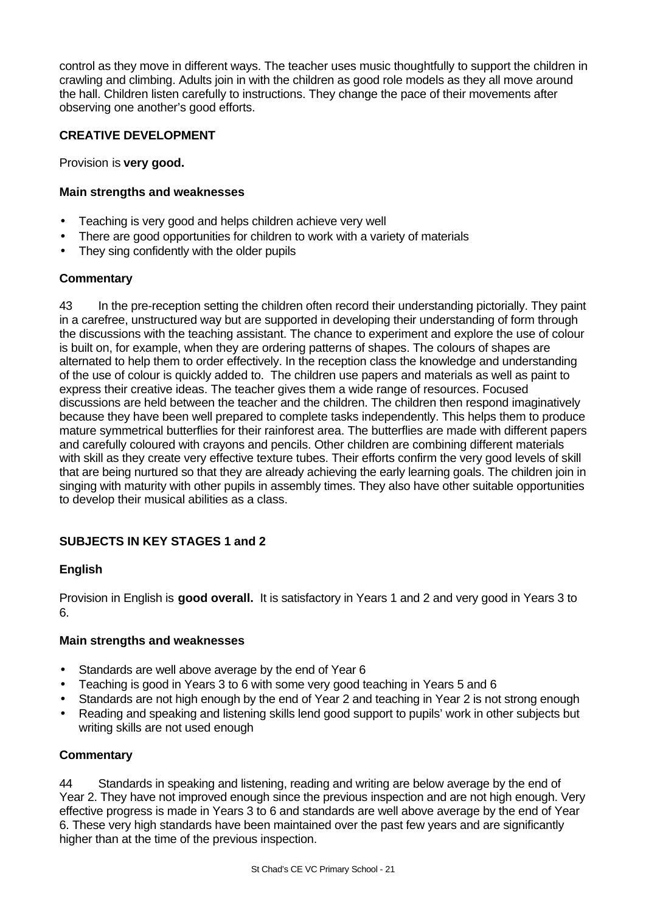control as they move in different ways. The teacher uses music thoughtfully to support the children in crawling and climbing. Adults join in with the children as good role models as they all move around the hall. Children listen carefully to instructions. They change the pace of their movements after observing one another's good efforts.

## CREATIVE DEVELOPMENT

Provision is **very good.**

### Main strengths and weaknesses

- Teaching is very good and helps children achieve very well
- There are good opportunities for children to work with a variety of materials
- They sing confidently with the older pupils

### Commentary

43 In the pre-reception setting the children often record their understanding pictorially. They paint in a carefree, unstructured way but are supported in developing their understanding of form through the discussions with the teaching assistant. The chance to experiment and explore the use of colour is built on, for example, when they are ordering patterns of shapes. The colours of shapes are alternated to help them to order effectively. In the reception class the knowledge and understanding of the use of colour is quickly added to. The children use papers and materials as well as paint to express their creative ideas. The teacher gives them a wide range of resources. Focused discussions are held between the teacher and the children. The children then respond imaginatively because they have been well prepared to complete tasks independently. This helps them to produce mature symmetrical butterflies for their rainforest area. The butterflies are made with different papers and carefully coloured with crayons and pencils. Other children are combining different materials with skill as they create very effective texture tubes. Their efforts confirm the very good levels of skill that are being nurtured so that they are already achieving the early learning goals. The children join in singing with maturity with other pupils in assembly times. They also have other suitable opportunities to develop their musical abilities as a class.

## SUBJECTS IN KEY STAGES 1 and 2

### English

Provision in English is **good overall.** It is satisfactory in Years 1 and 2 and very good in Years 3 to 6.

### Main strengths and weaknesses

- Standards are well above average by the end of Year 6
- Teaching is good in Years 3 to 6 with some very good teaching in Years 5 and 6
- Standards are not high enough by the end of Year 2 and teaching in Year 2 is not strong enough
- Reading and speaking and listening skills lend good support to pupils' work in other subjects but writing skills are not used enough

### Commentary

44 Standards in speaking and listening, reading and writing are below average by the end of Year 2. They have not improved enough since the previous inspection and are not high enough. Very effective progress is made in Years 3 to 6 and standards are well above average by the end of Year 6. These very high standards have been maintained over the past few years and are significantly higher than at the time of the previous inspection.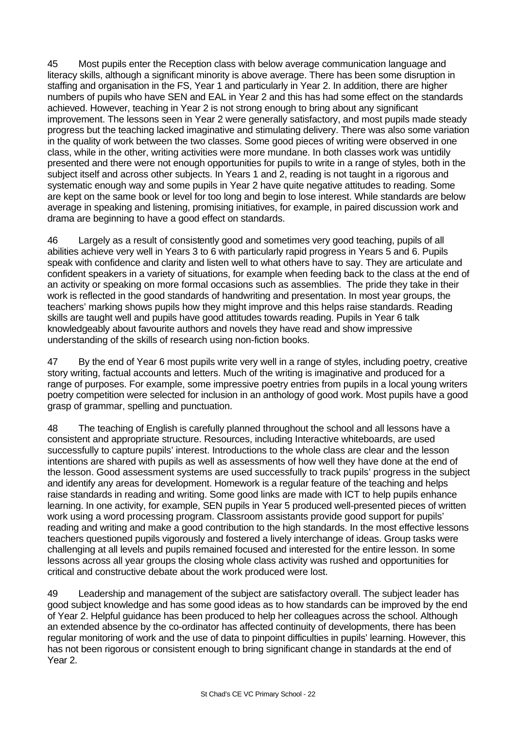45 Most pupils enter the Reception class with below average communication language and literacy skills, although a significant minority is above average. There has been some disruption in staffing and organisation in the FS, Year 1 and particularly in Year 2. In addition, there are higher numbers of pupils who have SEN and EAL in Year 2 and this has had some effect on the standards achieved. However, teaching in Year 2 is not strong enough to bring about any significant improvement. The lessons seen in Year 2 were generally satisfactory, and most pupils made steady progress but the teaching lacked imaginative and stimulating delivery. There was also some variation in the quality of work between the two classes. Some good pieces of writing were observed in one class, while in the other, writing activities were more mundane. In both classes work was untidily presented and there were not enough opportunities for pupils to write in a range of styles, both in the subject itself and across other subjects. In Years 1 and 2, reading is not taught in a rigorous and systematic enough way and some pupils in Year 2 have quite negative attitudes to reading. Some are kept on the same book or level for too long and begin to lose interest. While standards are below average in speaking and listening, promising initiatives, for example, in paired discussion work and drama are beginning to have a good effect on standards.

46 Largely as a result of consistently good and sometimes very good teaching, pupils of all abilities achieve very well in Years 3 to 6 with particularly rapid progress in Years 5 and 6. Pupils speak with confidence and clarity and listen well to what others have to say. They are articulate and confident speakers in a variety of situations, for example when feeding back to the class at the end of an activity or speaking on more formal occasions such as assemblies. The pride they take in their work is reflected in the good standards of handwriting and presentation. In most year groups, the teachers' marking shows pupils how they might improve and this helps raise standards. Reading skills are taught well and pupils have good attitudes towards reading. Pupils in Year 6 talk knowledgeably about favourite authors and novels they have read and show impressive understanding of the skills of research using non-fiction books.

47 By the end of Year 6 most pupils write very well in a range of styles, including poetry, creative story writing, factual accounts and letters. Much of the writing is imaginative and produced for a range of purposes. For example, some impressive poetry entries from pupils in a local young writers poetry competition were selected for inclusion in an anthology of good work. Most pupils have a good grasp of grammar, spelling and punctuation.

48 The teaching of English is carefully planned throughout the school and all lessons have a consistent and appropriate structure. Resources, including Interactive whiteboards, are used successfully to capture pupils' interest. Introductions to the whole class are clear and the lesson intentions are shared with pupils as well as assessments of how well they have done at the end of the lesson. Good assessment systems are used successfully to track pupils' progress in the subject and identify any areas for development. Homework is a regular feature of the teaching and helps raise standards in reading and writing. Some good links are made with ICT to help pupils enhance learning. In one activity, for example, SEN pupils in Year 5 produced well-presented pieces of written work using a word processing program. Classroom assistants provide good support for pupils' reading and writing and make a good contribution to the high standards. In the most effective lessons teachers questioned pupils vigorously and fostered a lively interchange of ideas. Group tasks were challenging at all levels and pupils remained focused and interested for the entire lesson. In some lessons across all year groups the closing whole class activity was rushed and opportunities for critical and constructive debate about the work produced were lost.

49 Leadership and management of the subject are satisfactory overall. The subject leader has good subject knowledge and has some good ideas as to how standards can be improved by the end of Year 2. Helpful guidance has been produced to help her colleagues across the school. Although an extended absence by the co-ordinator has affected continuity of developments, there has been regular monitoring of work and the use of data to pinpoint difficulties in pupils' learning. However, this has not been rigorous or consistent enough to bring significant change in standards at the end of Year 2.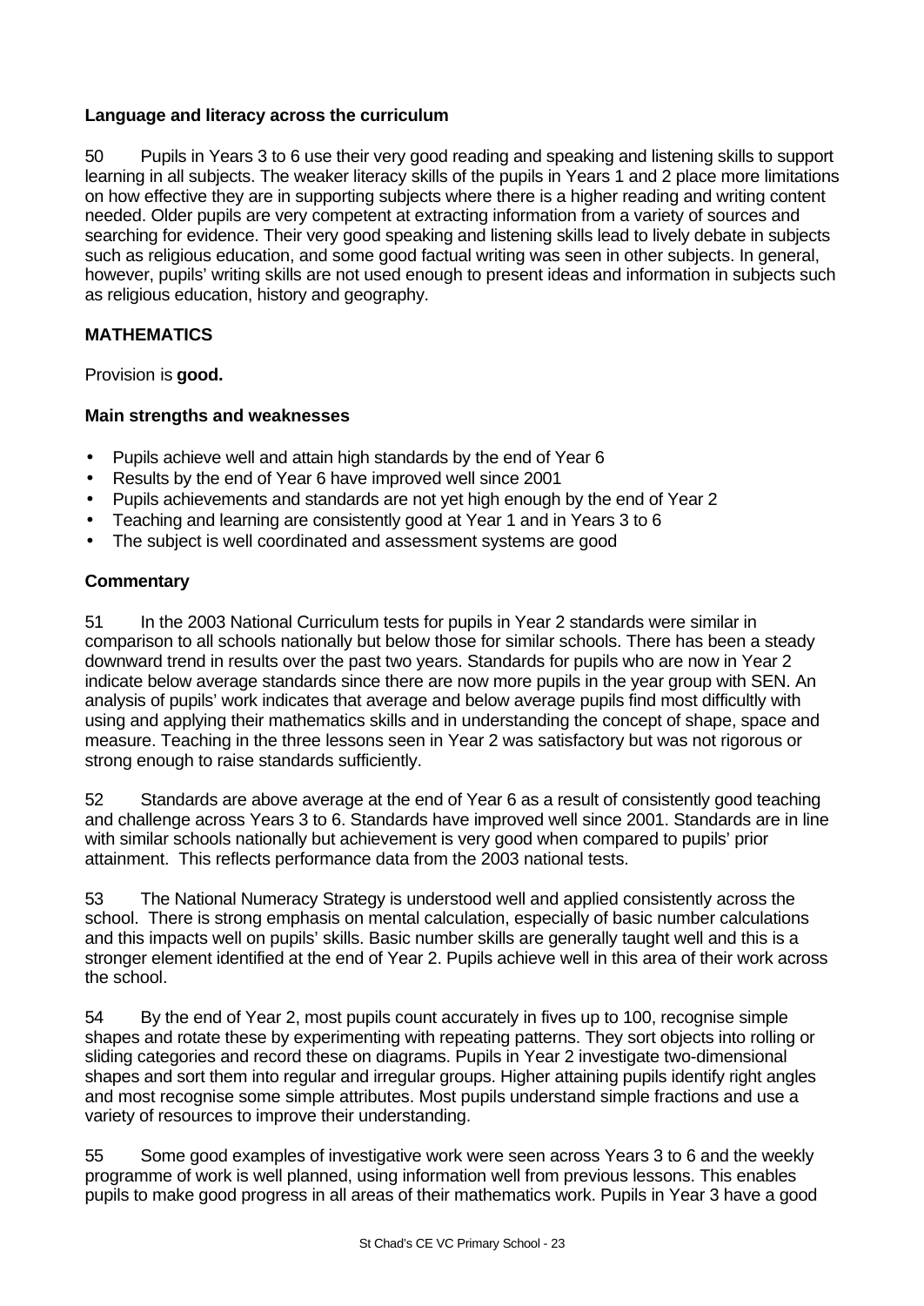### Language and literacy across the curriculum

50 Pupils in Years 3 to 6 use their very good reading and speaking and listening skills to support learning in all subjects. The weaker literacy skills of the pupils in Years 1 and 2 place more limitations on how effective they are in supporting subjects where there is a higher reading and writing content needed. Older pupils are very competent at extracting information from a variety of sources and searching for evidence. Their very good speaking and listening skills lead to lively debate in subjects such as religious education, and some good factual writing was seen in other subjects. In general, however, pupils' writing skills are not used enough to present ideas and information in subjects such as religious education, history and geography.

## MATHEMATICS

Provision is **good.**

### Main strengths and weaknesses

- Pupils achieve well and attain high standards by the end of Year 6
- Results by the end of Year 6 have improved well since 2001
- Pupils achievements and standards are not yet high enough by the end of Year 2
- Teaching and learning are consistently good at Year 1 and in Years 3 to 6
- The subject is well coordinated and assessment systems are good

### Commentary

51 In the 2003 National Curriculum tests for pupils in Year 2 standards were similar in comparison to all schools nationally but below those for similar schools. There has been a steady downward trend in results over the past two years. Standards for pupils who are now in Year 2 indicate below average standards since there are now more pupils in the year group with SEN. An analysis of pupils' work indicates that average and below average pupils find most difficultly with using and applying their mathematics skills and in understanding the concept of shape, space and measure. Teaching in the three lessons seen in Year 2 was satisfactory but was not rigorous or strong enough to raise standards sufficiently.

52 Standards are above average at the end of Year 6 as a result of consistently good teaching and challenge across Years 3 to 6. Standards have improved well since 2001. Standards are in line with similar schools nationally but achievement is very good when compared to pupils' prior attainment. This reflects performance data from the 2003 national tests.

53 The National Numeracy Strategy is understood well and applied consistently across the school. There is strong emphasis on mental calculation, especially of basic number calculations and this impacts well on pupils' skills. Basic number skills are generally taught well and this is a stronger element identified at the end of Year 2. Pupils achieve well in this area of their work across the school.

54 By the end of Year 2, most pupils count accurately in fives up to 100, recognise simple shapes and rotate these by experimenting with repeating patterns. They sort objects into rolling or sliding categories and record these on diagrams. Pupils in Year 2 investigate two-dimensional shapes and sort them into regular and irregular groups. Higher attaining pupils identify right angles and most recognise some simple attributes. Most pupils understand simple fractions and use a variety of resources to improve their understanding.

55 Some good examples of investigative work were seen across Years 3 to 6 and the weekly programme of work is well planned, using information well from previous lessons. This enables pupils to make good progress in all areas of their mathematics work. Pupils in Year 3 have a good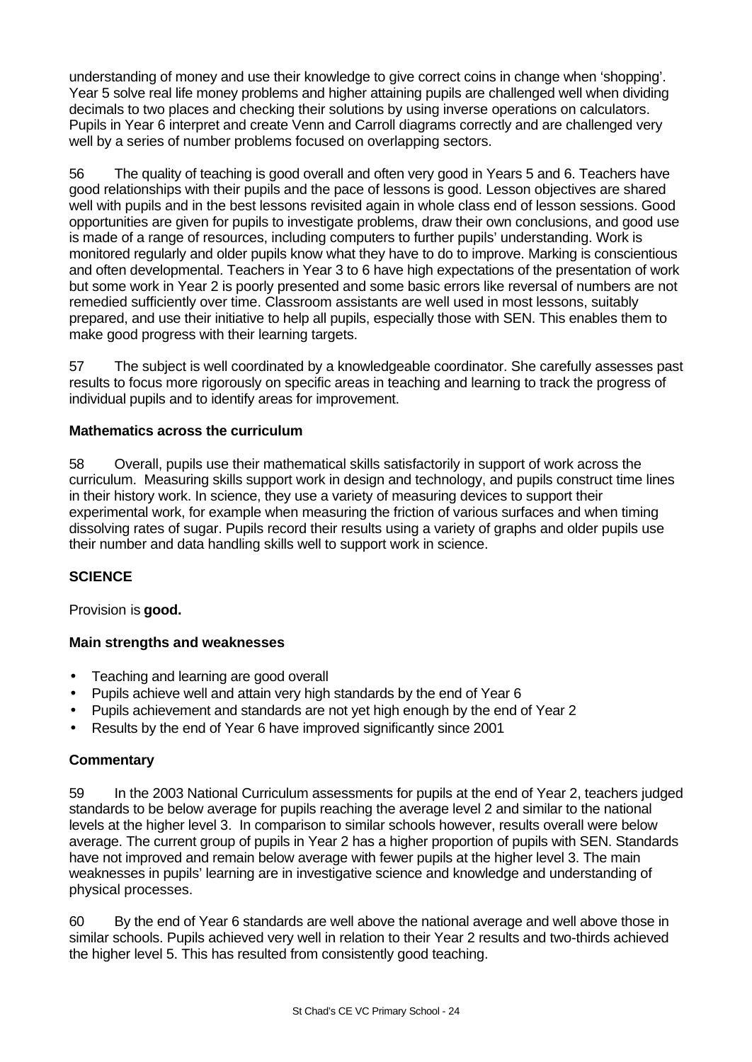understanding of money and use their knowledge to give correct coins in change when 'shopping'. Year 5 solve real life money problems and higher attaining pupils are challenged well when dividing decimals to two places and checking their solutions by using inverse operations on calculators. Pupils in Year 6 interpret and create Venn and Carroll diagrams correctly and are challenged very well by a series of number problems focused on overlapping sectors.

56 The quality of teaching is good overall and often very good in Years 5 and 6. Teachers have good relationships with their pupils and the pace of lessons is good. Lesson objectives are shared well with pupils and in the best lessons revisited again in whole class end of lesson sessions. Good opportunities are given for pupils to investigate problems, draw their own conclusions, and good use is made of a range of resources, including computers to further pupils' understanding. Work is monitored regularly and older pupils know what they have to do to improve. Marking is conscientious and often developmental. Teachers in Year 3 to 6 have high expectations of the presentation of work but some work in Year 2 is poorly presented and some basic errors like reversal of numbers are not remedied sufficiently over time. Classroom assistants are well used in most lessons, suitably prepared, and use their initiative to help all pupils, especially those with SEN. This enables them to make good progress with their learning targets.

57 The subject is well coordinated by a knowledgeable coordinator. She carefully assesses past results to focus more rigorously on specific areas in teaching and learning to track the progress of individual pupils and to identify areas for improvement.

**Mathematics across the curriculum**

58 Overall, pupils use their mathematical skills satisfactorily in support of work across the curriculum. Measuring skills support work in design and technology, and pupils construct time lines in their history work. In science, they use a variety of measuring devices to support their experimental work, for example when measuring the friction of various surfaces and when timing dissolving rates of sugar. Pupils record their results using a variety of graphs and older pupils use their number and data handling skills well to support work in science.

## SCIENCE

Provision is **good.**

**Main strengths and weaknesses**

- Teaching and learning are good overall
- Pupils achieve well and attain very high standards by the end of Year 6
- Pupils achievement and standards are not yet high enough by the end of Year 2
- Results by the end of Year 6 have improved significantly since 2001

**Commentary**

59 In the 2003 National Curriculum assessments for pupils at the end of Year 2, teachers judged standards to be below average for pupils reaching the average level 2 and similar to the national levels at the higher level 3. In comparison to similar schools however, results overall were below average. The current group of pupils in Year 2 has a higher proportion of pupils with SEN. Standards have not improved and remain below average with fewer pupils at the higher level 3. The main weaknesses in pupils' learning are in investigative science and knowledge and understanding of physical processes.

60 By the end of Year 6 standards are well above the national average and well above those in similar schools. Pupils achieved very well in relation to their Year 2 results and two-thirds achieved the higher level 5. This has resulted from consistently good teaching.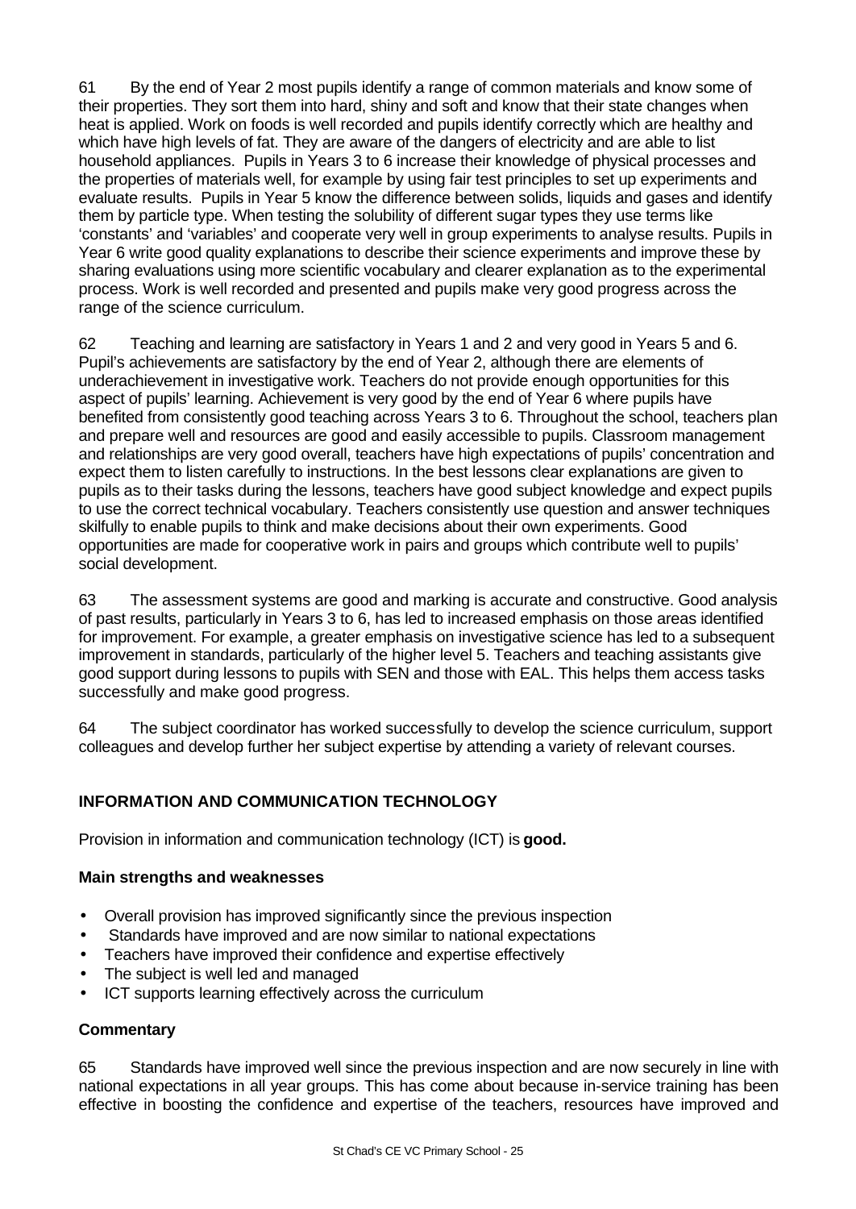61 By the end of Year 2 most pupils identify a range of common materials and know some of their properties. They sort them into hard, shiny and soft and know that their state changes when heat is applied. Work on foods is well recorded and pupils identify correctly which are healthy and which have high levels of fat. They are aware of the dangers of electricity and are able to list household appliances. Pupils in Years 3 to 6 increase their knowledge of physical processes and the properties of materials well, for example by using fair test principles to set up experiments and evaluate results. Pupils in Year 5 know the difference between solids, liquids and gases and identify them by particle type. When testing the solubility of different sugar types they use terms like 'constants' and 'variables' and cooperate very well in group experiments to analyse results. Pupils in Year 6 write good quality explanations to describe their science experiments and improve these by sharing evaluations using more scientific vocabulary and clearer explanation as to the experimental process. Work is well recorded and presented and pupils make very good progress across the range of the science curriculum.

62 Teaching and learning are satisfactory in Years 1 and 2 and very good in Years 5 and 6. Pupil's achievements are satisfactory by the end of Year 2, although there are elements of underachievement in investigative work. Teachers do not provide enough opportunities for this aspect of pupils' learning. Achievement is very good by the end of Year 6 where pupils have benefited from consistently good teaching across Years 3 to 6. Throughout the school, teachers plan and prepare well and resources are good and easily accessible to pupils. Classroom management and relationships are very good overall, teachers have high expectations of pupils' concentration and expect them to listen carefully to instructions. In the best lessons clear explanations are given to pupils as to their tasks during the lessons, teachers have good subject knowledge and expect pupils to use the correct technical vocabulary. Teachers consistently use question and answer techniques skilfully to enable pupils to think and make decisions about their own experiments. Good opportunities are made for cooperative work in pairs and groups which contribute well to pupils' social development.

63 The assessment systems are good and marking is accurate and constructive. Good analysis of past results, particularly in Years 3 to 6, has led to increased emphasis on those areas identified for improvement. For example, a greater emphasis on investigative science has led to a subsequent improvement in standards, particularly of the higher level 5. Teachers and teaching assistants give good support during lessons to pupils with SEN and those with EAL. This helps them access tasks successfully and make good progress.

64 The subject coordinator has worked successfully to develop the science curriculum, support colleagues and develop further her subject expertise by attending a variety of relevant courses.

## INFORMATION AND COMMUNICATION TECHNOLOGY

Provision in information and communication technology (ICT) is **good.**

### Main strengths and weaknesses

- Overall provision has improved significantly since the previous inspection
- Standards have improved and are now similar to national expectations
- Teachers have improved their confidence and expertise effectively
- The subject is well led and managed
- ICT supports learning effectively across the curriculum

### Commentary

65 Standards have improved well since the previous inspection and are now securely in line with national expectations in all year groups. This has come about because in-service training has been effective in boosting the confidence and expertise of the teachers, resources have improved and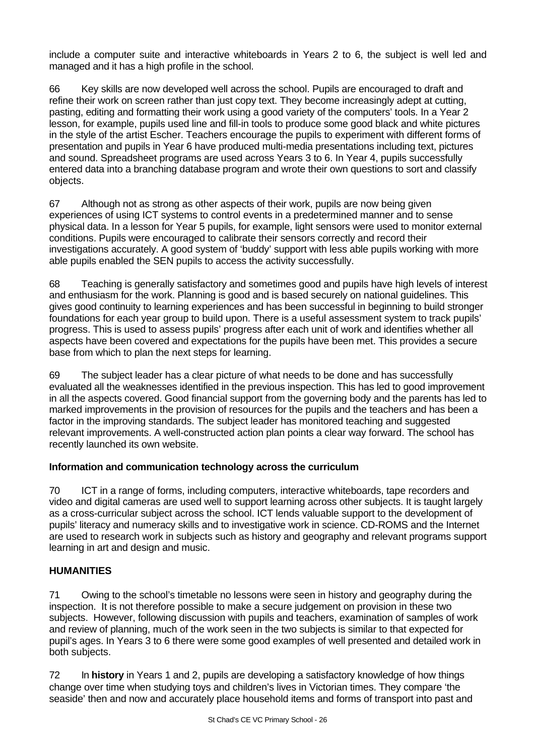include a computer suite and interactive whiteboards in Years 2 to 6, the subject is well led and managed and it has a high profile in the school.

66 Key skills are now developed well across the school. Pupils are encouraged to draft and refine their work on screen rather than just copy text. They become increasingly adept at cutting, pasting, editing and formatting their work using a good variety of the computers' tools. In a Year 2 lesson, for example, pupils used line and fill-in tools to produce some good black and white pictures in the style of the artist Escher. Teachers encourage the pupils to experiment with different forms of presentation and pupils in Year 6 have produced multi-media presentations including text, pictures and sound. Spreadsheet programs are used across Years 3 to 6. In Year 4, pupils successfully entered data into a branching database program and wrote their own questions to sort and classify objects.

67 Although not as strong as other aspects of their work, pupils are now being given experiences of using ICT systems to control events in a predetermined manner and to sense physical data. In a lesson for Year 5 pupils, for example, light sensors were used to monitor external conditions. Pupils were encouraged to calibrate their sensors correctly and record their investigations accurately. A good system of 'buddy' support with less able pupils working with more able pupils enabled the SEN pupils to access the activity successfully.

68 Teaching is generally satisfactory and sometimes good and pupils have high levels of interest and enthusiasm for the work. Planning is good and is based securely on national guidelines. This gives good continuity to learning experiences and has been successful in beginning to build stronger foundations for each year group to build upon. There is a useful assessment system to track pupils' progress. This is used to assess pupils' progress after each unit of work and identifies whether all aspects have been covered and expectations for the pupils have been met. This provides a secure base from which to plan the next steps for learning.

69 The subject leader has a clear picture of what needs to be done and has successfully evaluated all the weaknesses identified in the previous inspection. This has led to good improvement in all the aspects covered. Good financial support from the governing body and the parents has led to marked improvements in the provision of resources for the pupils and the teachers and has been a factor in the improving standards. The subject leader has monitored teaching and suggested relevant improvements. A well-constructed action plan points a clear way forward. The school has recently launched its own website.

### Information and communication technology across the curriculum

70 ICT in a range of forms, including computers, interactive whiteboards, tape recorders and video and digital cameras are used well to support learning across other subjects. It is taught largely as a cross-curricular subject across the school. ICT lends valuable support to the development of pupils' literacy and numeracy skills and to investigative work in science. CD-ROMS and the Internet are used to research work in subjects such as history and geography and relevant programs support learning in art and design and music.

## HUMANITIES

71 Owing to the school's timetable no lessons were seen in history and geography during the inspection. It is not therefore possible to make a secure judgement on provision in these two subjects. However, following discussion with pupils and teachers, examination of samples of work and review of planning, much of the work seen in the two subjects is similar to that expected for pupil's ages. In Years 3 to 6 there were some good examples of well presented and detailed work in both subjects.

72 In **history** in Years 1 and 2, pupils are developing a satisfactory knowledge of how things change over time when studying toys and children's lives in Victorian times. They compare 'the seaside' then and now and accurately place household items and forms of transport into past and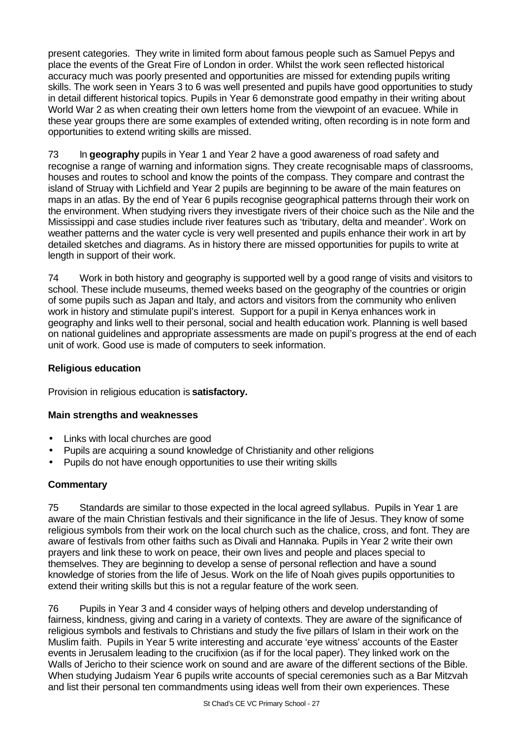present categories. They write in limited form about famous people such as Samuel Pepys and place the events of the Great Fire of London in order. Whilst the work seen reflected historical accuracy much was poorly presented and opportunities are missed for extending pupils writing skills. The work seen in Years 3 to 6 was well presented and pupils have good opportunities to study in detail different historical topics. Pupils in Year 6 demonstrate good empathy in their writing about World War 2 as when creating their own letters home from the viewpoint of an evacuee. While in these year groups there are some examples of extended writing, often recording is in note form and opportunities to extend writing skills are missed.

73 In **geography** pupils in Year 1 and Year 2 have a good awareness of road safety and recognise a range of warning and information signs. They create recognisable maps of classrooms, houses and routes to school and know the points of the compass. They compare and contrast the island of Struay with Lichfield and Year 2 pupils are beginning to be aware of the main features on maps in an atlas. By the end of Year 6 pupils recognise geographical patterns through their work on the environment. When studying rivers they investigate rivers of their choice such as the Nile and the Mississippi and case studies include river features such as 'tributary, delta and meander'. Work on weather patterns and the water cycle is very well presented and pupils enhance their work in art by detailed sketches and diagrams. As in history there are missed opportunities for pupils to write at length in support of their work.

74 Work in both history and geography is supported well by a good range of visits and visitors to school. These include museums, themed weeks based on the geography of the countries or origin of some pupils such as Japan and Italy, and actors and visitors from the community who enliven work in history and stimulate pupil's interest. Support for a pupil in Kenya enhances work in geography and links well to their personal, social and health education work. Planning is well based on national guidelines and appropriate assessments are made on pupil's progress at the end of each unit of work. Good use is made of computers to seek information.

### Religious education

Provision in religious education is **satisfactory.**

#### Main strengths and weaknesses

- Links with local churches are good
- Pupils are acquiring a sound knowledge of Christianity and other religions
- Pupils do not have enough opportunities to use their writing skills

#### Commentary

75 Standards are similar to those expected in the local agreed syllabus. Pupils in Year 1 are aware of the main Christian festivals and their significance in the life of Jesus. They know of some religious symbols from their work on the local church such as the chalice, cross, and font. They are aware of festivals from other faiths such as Divali and Hannaka. Pupils in Year 2 write their own prayers and link these to work on peace, their own lives and people and places special to themselves. They are beginning to develop a sense of personal reflection and have a sound knowledge of stories from the life of Jesus. Work on the life of Noah gives pupils opportunities to extend their writing skills but this is not a regular feature of the work seen.

76 Pupils in Year 3 and 4 consider ways of helping others and develop understanding of fairness, kindness, giving and caring in a variety of contexts. They are aware of the significance of religious symbols and festivals to Christians and study the five pillars of Islam in their work on the Muslim faith. Pupils in Year 5 write interesting and accurate 'eye witness' accounts of the Easter events in Jerusalem leading to the crucifixion (as if for the local paper). They linked work on the Walls of Jericho to their science work on sound and are aware of the different sections of the Bible. When studying Judaism Year 6 pupils write accounts of special ceremonies such as a Bar Mitzvah and list their personal ten commandments using ideas well from their own experiences. These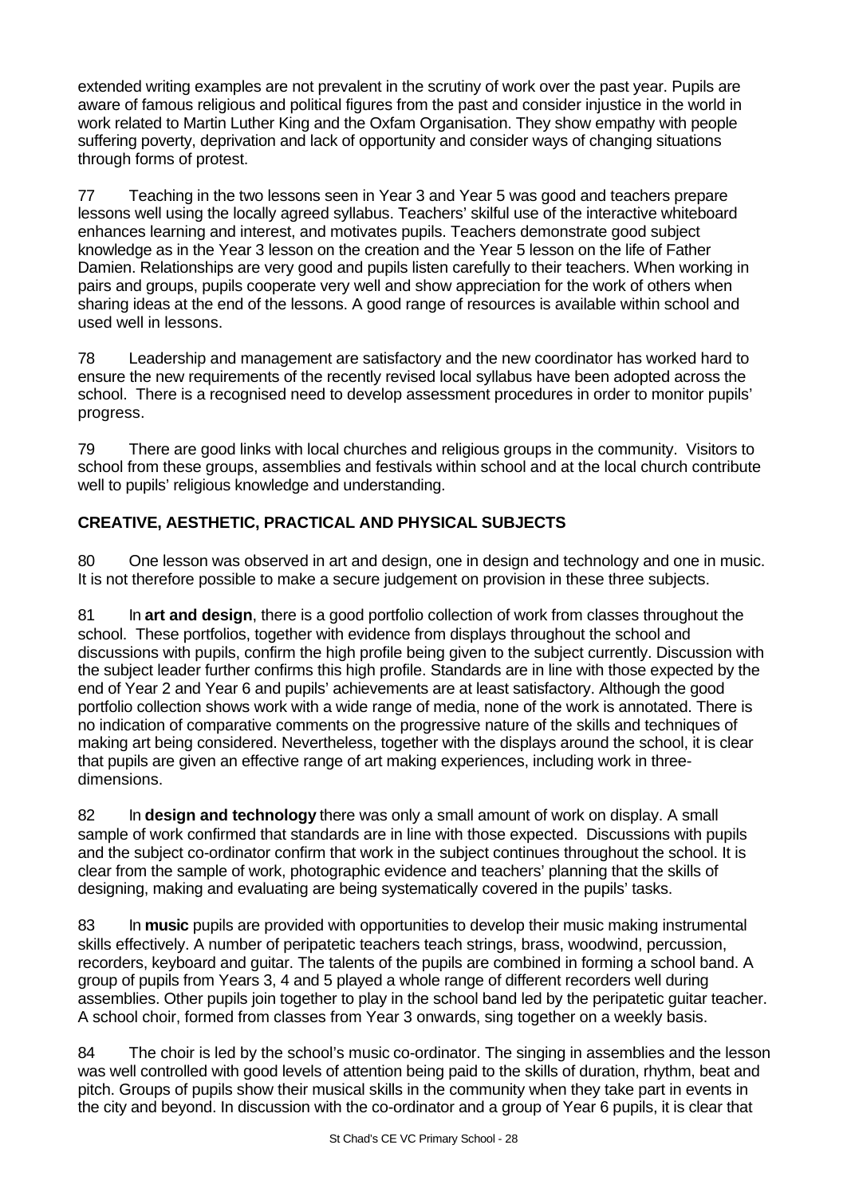extended writing examples are not prevalent in the scrutiny of work over the past year. Pupils are aware of famous religious and political figures from the past and consider injustice in the world in work related to Martin Luther King and the Oxfam Organisation. They show empathy with people suffering poverty, deprivation and lack of opportunity and consider ways of changing situations through forms of protest.

77 Teaching in the two lessons seen in Year 3 and Year 5 was good and teachers prepare lessons well using the locally agreed syllabus. Teachers' skilful use of the interactive whiteboard enhances learning and interest, and motivates pupils. Teachers demonstrate good subject knowledge as in the Year 3 lesson on the creation and the Year 5 lesson on the life of Father Damien. Relationships are very good and pupils listen carefully to their teachers. When working in pairs and groups, pupils cooperate very well and show appreciation for the work of others when sharing ideas at the end of the lessons. A good range of resources is available within school and used well in lessons.

78 Leadership and management are satisfactory and the new coordinator has worked hard to ensure the new requirements of the recently revised local syllabus have been adopted across the school. There is a recognised need to develop assessment procedures in order to monitor pupils' progress.

79 There are good links with local churches and religious groups in the community. Visitors to school from these groups, assemblies and festivals within school and at the local church contribute well to pupils' religious knowledge and understanding.

## CREATIVE, AESTHETIC, PRACTICAL AND PHYSICAL SUBJECTS

80 One lesson was observed in art and design, one in design and technology and one in music. It is not therefore possible to make a secure judgement on provision in these three subjects.

81 In **art and design**, there is a good portfolio collection of work from classes throughout the school. These portfolios, together with evidence from displays throughout the school and discussions with pupils, confirm the high profile being given to the subject currently. Discussion with the subject leader further confirms this high profile. Standards are in line with those expected by the end of Year 2 and Year 6 and pupils' achievements are at least satisfactory. Although the good portfolio collection shows work with a wide range of media, none of the work is annotated. There is no indication of comparative comments on the progressive nature of the skills and techniques of making art being considered. Nevertheless, together with the displays around the school, it is clear that pupils are given an effective range of art making experiences, including work in three-dimensions.

82 In **design and technology** there was only a small amount of work on display. A small sample of work confirmed that standards are in line with those expected. Discussions with pupils and the subject co-ordinator confirm that work in the subject continues throughout the school. It is clear from the sample of work, photographic evidence and teachers' planning that the skills of designing, making and evaluating are being systematically covered in the pupils' tasks.

83 In **music** pupils are provided with opportunities to develop their music making instrumental skills effectively. A number of peripatetic teachers teach strings, brass, woodwind, percussion, recorders, keyboard and guitar. The talents of the pupils are combined in forming a school band. A group of pupils from Years 3, 4 and 5 played a whole range of different recorders well during assemblies. Other pupils join together to play in the school band led by the peripatetic guitar teacher. A school choir, formed from classes from Year 3 onwards, sing together on a weekly basis.

84 The choir is led by the school's music co-ordinator. The singing in assemblies and the lesson was well controlled with good levels of attention being paid to the skills of duration, rhythm, beat and pitch. Groups of pupils show their musical skills in the community when they take part in events in the city and beyond. In discussion with the co-ordinator and a group of Year 6 pupils, it is clear that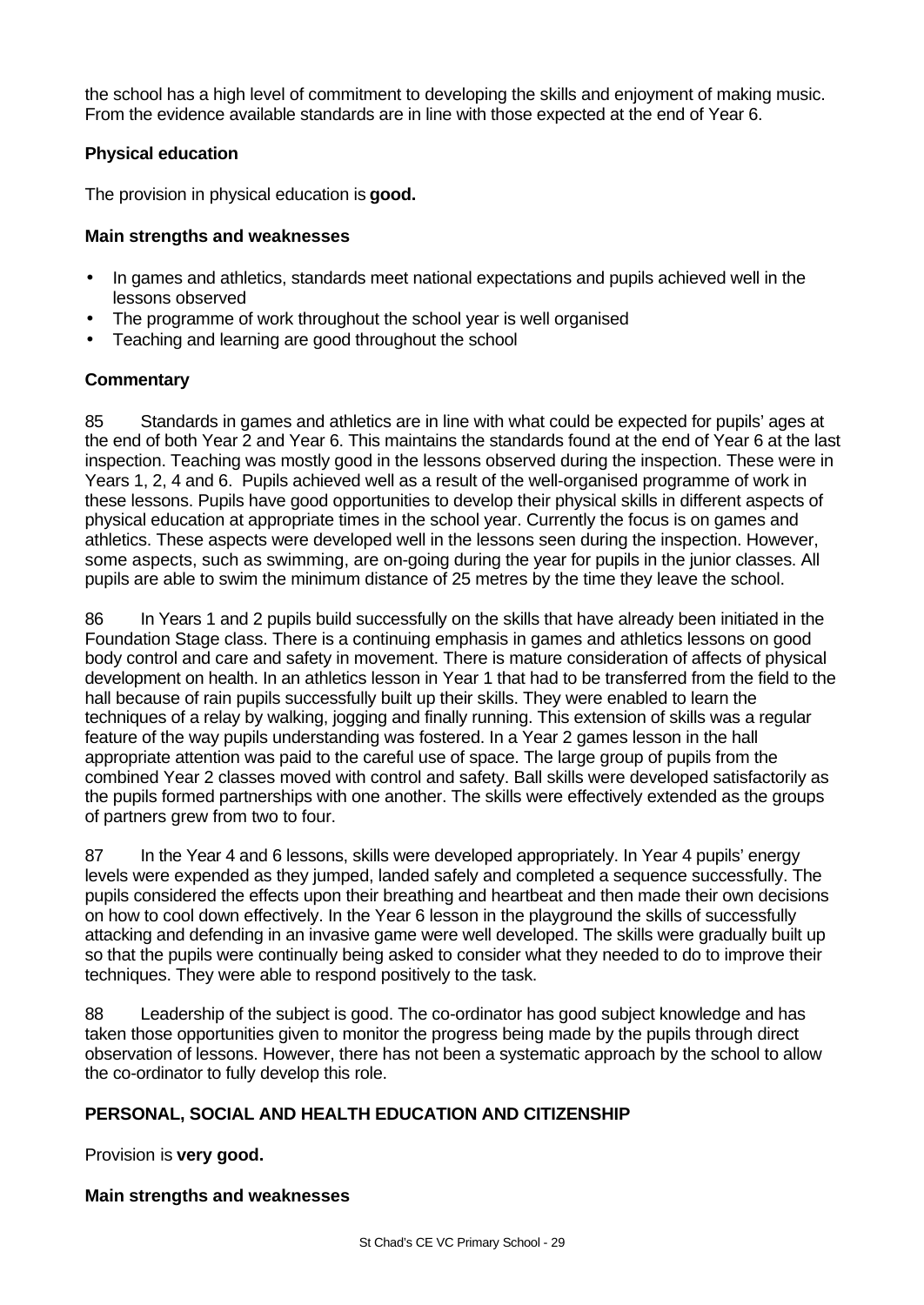the school has a high level of commitment to developing the skills and enjoyment of making music. From the evidence available standards are in line with those expected at the end of Year 6.

### Physical education

The provision in physical education is **good.**

#### Main strengths and weaknesses

- In games and athletics, standards meet national expectations and pupils achieved well in the lessons observed
- The programme of work throughout the school year is well organised
- Teaching and learning are good throughout the school

#### Commentary

85 Standards in games and athletics are in line with what could be expected for pupils' ages at the end of both Year 2 and Year 6. This maintains the standards found at the end of Year 6 at the last inspection. Teaching was mostly good in the lessons observed during the inspection. These were in Years 1, 2, 4 and 6. Pupils achieved well as a result of the well-organised programme of work in these lessons. Pupils have good opportunities to develop their physical skills in different aspects of physical education at appropriate times in the school year. Currently the focus is on games and athletics. These aspects were developed well in the lessons seen during the inspection. However, some aspects, such as swimming, are on-going during the year for pupils in the junior classes. All pupils are able to swim the minimum distance of 25 metres by the time they leave the school.

86 In Years 1 and 2 pupils build successfully on the skills that have already been initiated in the Foundation Stage class. There is a continuing emphasis in games and athletics lessons on good body control and care and safety in movement. There is mature consideration of affects of physical development on health. In an athletics lesson in Year 1 that had to be transferred from the field to the hall because of rain pupils successfully built up their skills. They were enabled to learn the techniques of a relay by walking, jogging and finally running. This extension of skills was a regular feature of the way pupils understanding was fostered. In a Year 2 games lesson in the hall appropriate attention was paid to the careful use of space. The large group of pupils from the combined Year 2 classes moved with control and safety. Ball skills were developed satisfactorily as the pupils formed partnerships with one another. The skills were effectively extended as the groups of partners grew from two to four.

87 In the Year 4 and 6 lessons, skills were developed appropriately. In Year 4 pupils' energy levels were expended as they jumped, landed safely and completed a sequence successfully. The pupils considered the effects upon their breathing and heartbeat and then made their own decisions on how to cool down effectively. In the Year 6 lesson in the playground the skills of successfully attacking and defending in an invasive game were well developed. The skills were gradually built up so that the pupils were continually being asked to consider what they needed to do to improve their techniques. They were able to respond positively to the task.

88 Leadership of the subject is good. The co-ordinator has good subject knowledge and has taken those opportunities given to monitor the progress being made by the pupils through direct observation of lessons. However, there has not been a systematic approach by the school to allow the co-ordinator to fully develop this role.

## PERSONAL, SOCIAL AND HEALTH EDUCATION AND CITIZENSHIP

Provision is **very good.**

#### Main strengths and weaknesses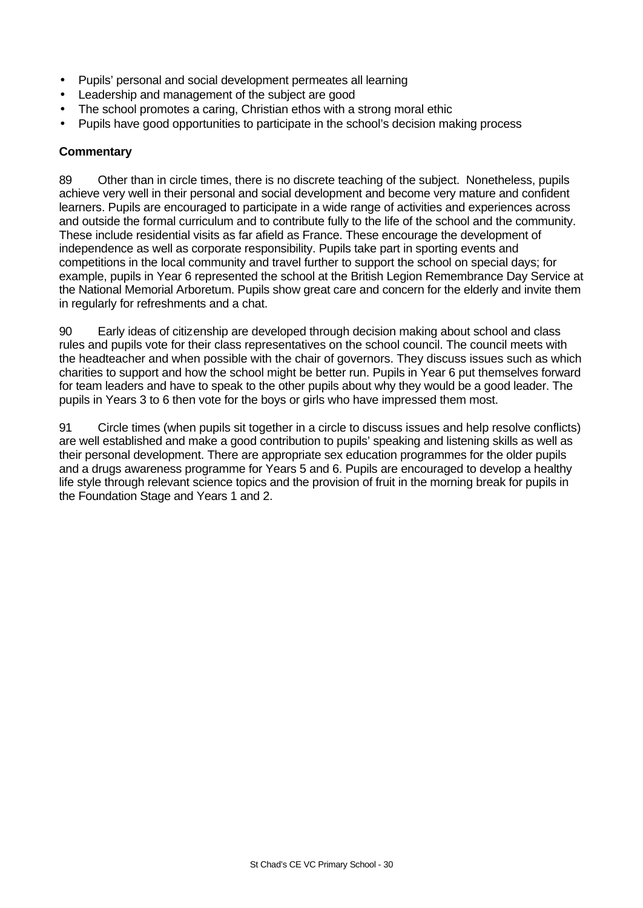- Pupils' personal and social development permeates all learning
- Leadership and management of the subject are good
- The school promotes a caring, Christian ethos with a strong moral ethic
- Pupils have good opportunities to participate in the school's decision making process

**Commentary**

89 Other than in circle times, there is no discrete teaching of the subject. Nonetheless, pupils achieve very well in their personal and social development and become very mature and confident learners. Pupils are encouraged to participate in a wide range of activities and experiences across and outside the formal curriculum and to contribute fully to the life of the school and the community. These include residential visits as far afield as France. These encourage the development of independence as well as corporate responsibility. Pupils take part in sporting events and competitions in the local community and travel further to support the school on special days; for example, pupils in Year 6 represented the school at the British Legion Remembrance Day Service at the National Memorial Arboretum. Pupils show great care and concern for the elderly and invite them in regularly for refreshments and a chat.

90 Early ideas of citizenship are developed through decision making about school and class rules and pupils vote for their class representatives on the school council. The council meets with the headteacher and when possible with the chair of governors. They discuss issues such as which charities to support and how the school might be better run. Pupils in Year 6 put themselves forward for team leaders and have to speak to the other pupils about why they would be a good leader. The pupils in Years 3 to 6 then vote for the boys or girls who have impressed them most.

91 Circle times (when pupils sit together in a circle to discuss issues and help resolve conflicts) are well established and make a good contribution to pupils' speaking and listening skills as well as their personal development. There are appropriate sex education programmes for the older pupils and a drugs awareness programme for Years 5 and 6. Pupils are encouraged to develop a healthy life style through relevant science topics and the provision of fruit in the morning break for pupils in the Foundation Stage and Years 1 and 2.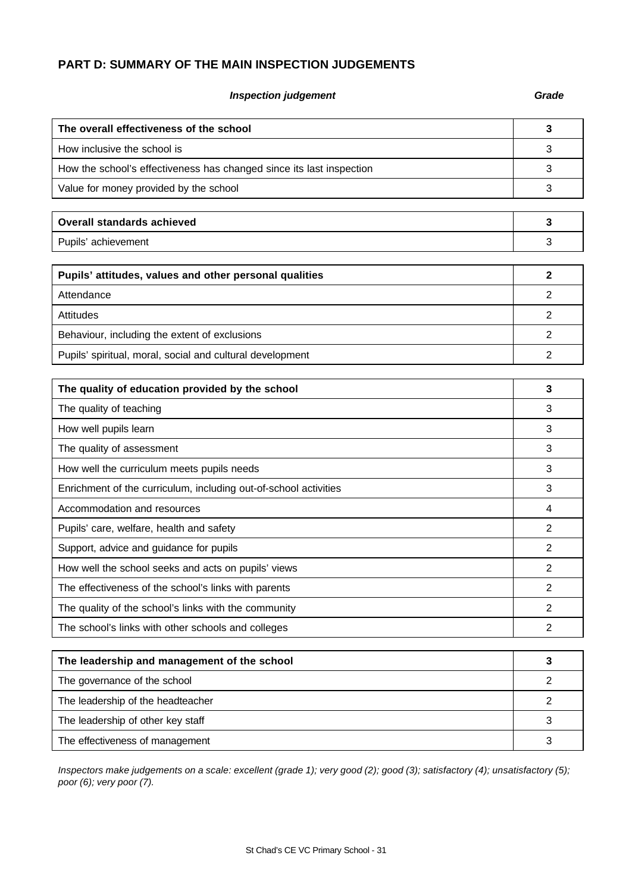## PART D: SUMMARY OF THE MAIN INSPECTION JUDGEMENTS

| *Inspection judgement* | *Grade* |
|---|---|
| **The overall effectiveness of the school** | **3** |
| How inclusive the school is | 3 |
| How the school's effectiveness has changed since its last inspection | 3 |
| Value for money provided by the school | 3 |
| **Overall standards achieved** | **3** |
| Pupils' achievement | 3 |
| **Pupils' attitudes, values and other personal qualities** | **2** |
| Attendance | 2 |
| Attitudes | 2 |
| Behaviour, including the extent of exclusions | 2 |
| Pupils' spiritual, moral, social and cultural development | 2 |
| **The quality of education provided by the school** | **3** |
| The quality of teaching | 3 |
| How well pupils learn | 3 |
| The quality of assessment | 3 |
| How well the curriculum meets pupils needs | 3 |
| Enrichment of the curriculum, including out-of-school activities | 3 |
| Accommodation and resources | 4 |
| Pupils' care, welfare, health and safety | 2 |
| Support, advice and guidance for pupils | 2 |
| How well the school seeks and acts on pupils' views | 2 |
| The effectiveness of the school's links with parents | 2 |
| The quality of the school's links with the community | 2 |
| The school's links with other schools and colleges | 2 |
| **The leadership and management of the school** | **3** |
| The governance of the school | 2 |
| The leadership of the headteacher | 2 |
| The leadership of other key staff | 3 |
| The effectiveness of management | 3 |

*Inspectors make judgements on a scale: excellent (grade 1); very good (2); good (3); satisfactory (4); unsatisfactory (5); poor (6); very poor (7).*